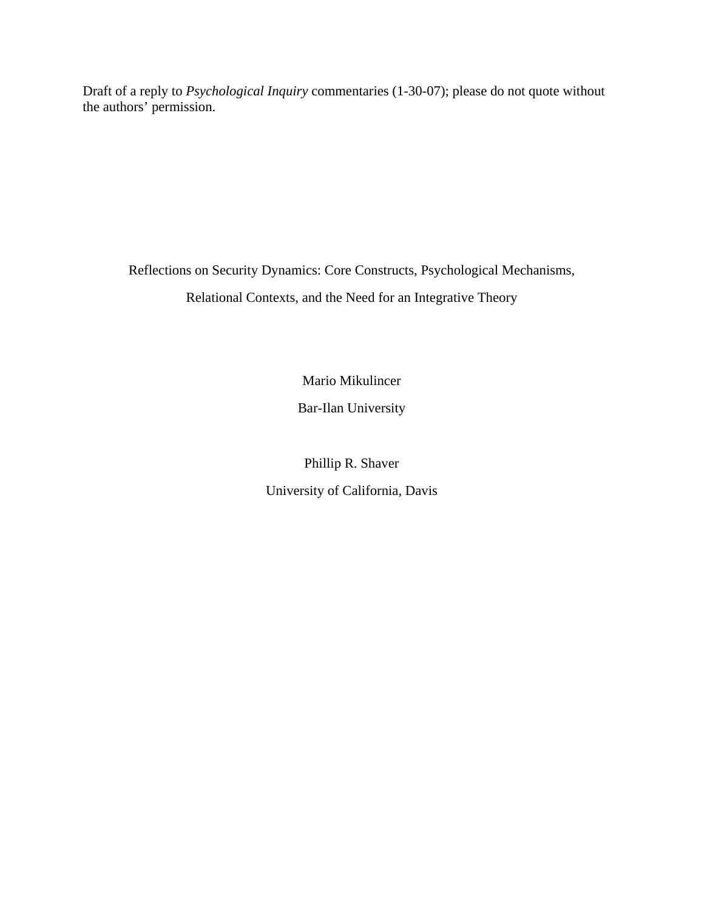Draft of a reply to *Psychological Inquiry* commentaries (1-30-07); please do not quote without the authors' permission.

# Reflections on Security Dynamics: Core Constructs, Psychological Mechanisms, Relational Contexts, and the Need for an Integrative Theory

Mario Mikulincer

Bar-Ilan University

Phillip R. Shaver

University of California, Davis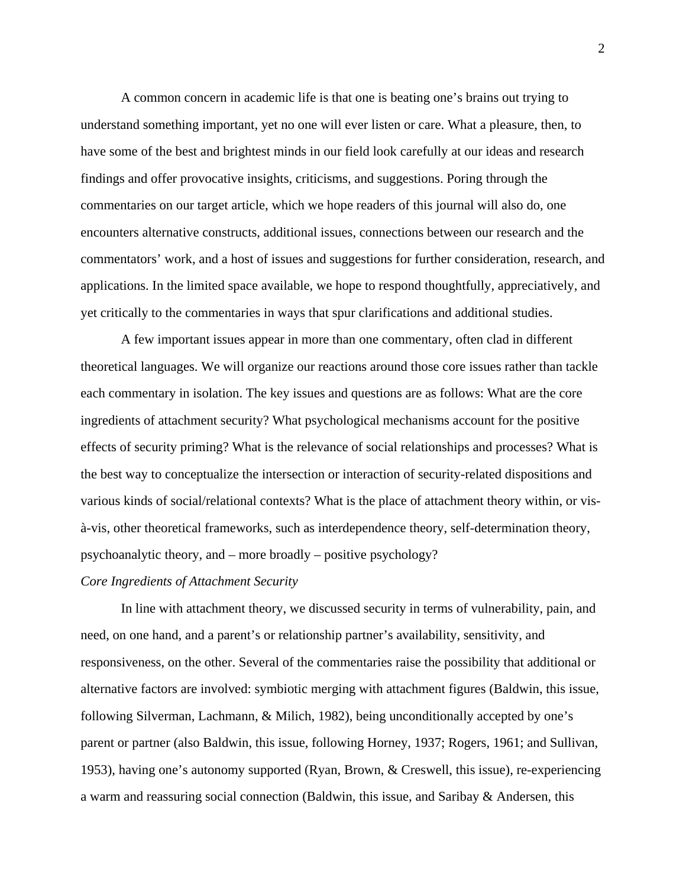A common concern in academic life is that one is beating one's brains out trying to understand something important, yet no one will ever listen or care. What a pleasure, then, to have some of the best and brightest minds in our field look carefully at our ideas and research findings and offer provocative insights, criticisms, and suggestions. Poring through the commentaries on our target article, which we hope readers of this journal will also do, one encounters alternative constructs, additional issues, connections between our research and the commentators' work, and a host of issues and suggestions for further consideration, research, and applications. In the limited space available, we hope to respond thoughtfully, appreciatively, and yet critically to the commentaries in ways that spur clarifications and additional studies.

A few important issues appear in more than one commentary, often clad in different theoretical languages. We will organize our reactions around those core issues rather than tackle each commentary in isolation. The key issues and questions are as follows: What are the core ingredients of attachment security? What psychological mechanisms account for the positive effects of security priming? What is the relevance of social relationships and processes? What is the best way to conceptualize the intersection or interaction of security-related dispositions and various kinds of social/relational contexts? What is the place of attachment theory within, or vis-à-vis, other theoretical frameworks, such as interdependence theory, self-determination theory, psychoanalytic theory, and – more broadly – positive psychology?

*Core Ingredients of Attachment Security*

In line with attachment theory, we discussed security in terms of vulnerability, pain, and need, on one hand, and a parent's or relationship partner's availability, sensitivity, and responsiveness, on the other. Several of the commentaries raise the possibility that additional or alternative factors are involved: symbiotic merging with attachment figures (Baldwin, this issue, following Silverman, Lachmann, & Milich, 1982), being unconditionally accepted by one's parent or partner (also Baldwin, this issue, following Horney, 1937; Rogers, 1961; and Sullivan, 1953), having one's autonomy supported (Ryan, Brown, & Creswell, this issue), re-experiencing a warm and reassuring social connection (Baldwin, this issue, and Saribay & Andersen, this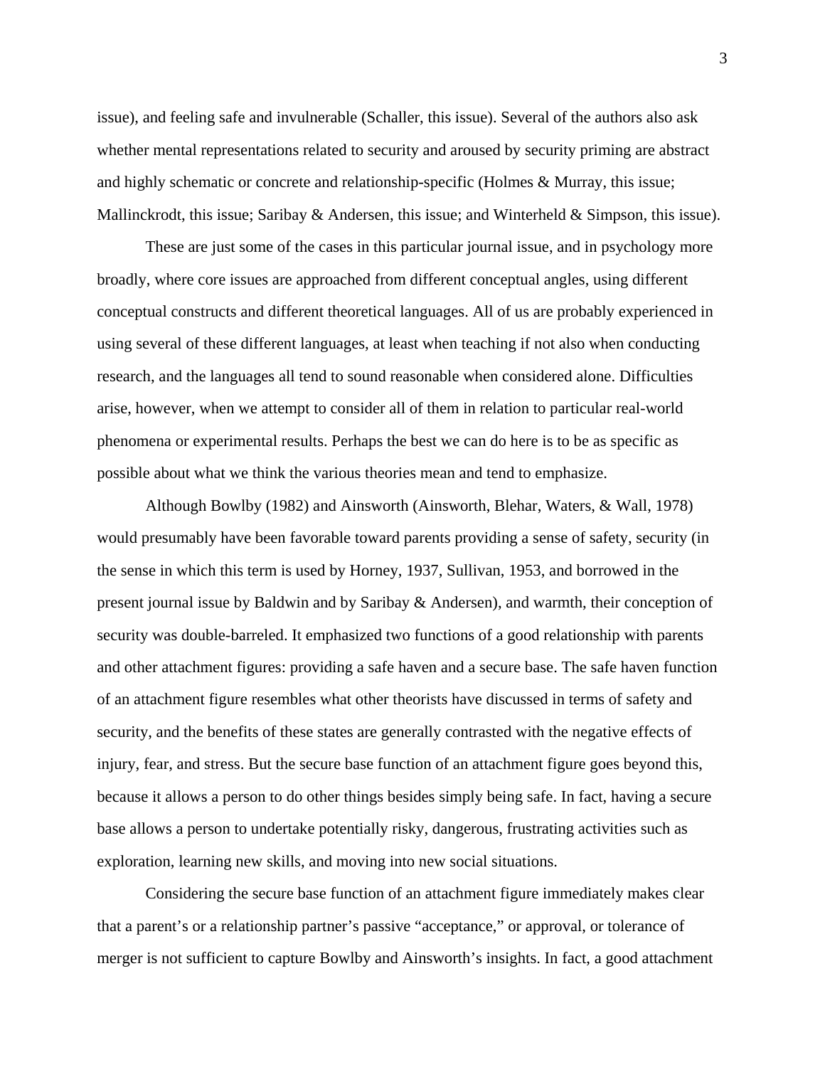issue), and feeling safe and invulnerable (Schaller, this issue). Several of the authors also ask whether mental representations related to security and aroused by security priming are abstract and highly schematic or concrete and relationship-specific (Holmes & Murray, this issue; Mallinckrodt, this issue; Saribay & Andersen, this issue; and Winterheld & Simpson, this issue).

These are just some of the cases in this particular journal issue, and in psychology more broadly, where core issues are approached from different conceptual angles, using different conceptual constructs and different theoretical languages. All of us are probably experienced in using several of these different languages, at least when teaching if not also when conducting research, and the languages all tend to sound reasonable when considered alone. Difficulties arise, however, when we attempt to consider all of them in relation to particular real-world phenomena or experimental results. Perhaps the best we can do here is to be as specific as possible about what we think the various theories mean and tend to emphasize.

Although Bowlby (1982) and Ainsworth (Ainsworth, Blehar, Waters, & Wall, 1978) would presumably have been favorable toward parents providing a sense of safety, security (in the sense in which this term is used by Horney, 1937, Sullivan, 1953, and borrowed in the present journal issue by Baldwin and by Saribay & Andersen), and warmth, their conception of security was double-barreled. It emphasized two functions of a good relationship with parents and other attachment figures: providing a safe haven and a secure base. The safe haven function of an attachment figure resembles what other theorists have discussed in terms of safety and security, and the benefits of these states are generally contrasted with the negative effects of injury, fear, and stress. But the secure base function of an attachment figure goes beyond this, because it allows a person to do other things besides simply being safe. In fact, having a secure base allows a person to undertake potentially risky, dangerous, frustrating activities such as exploration, learning new skills, and moving into new social situations.

Considering the secure base function of an attachment figure immediately makes clear that a parent's or a relationship partner's passive "acceptance," or approval, or tolerance of merger is not sufficient to capture Bowlby and Ainsworth's insights. In fact, a good attachment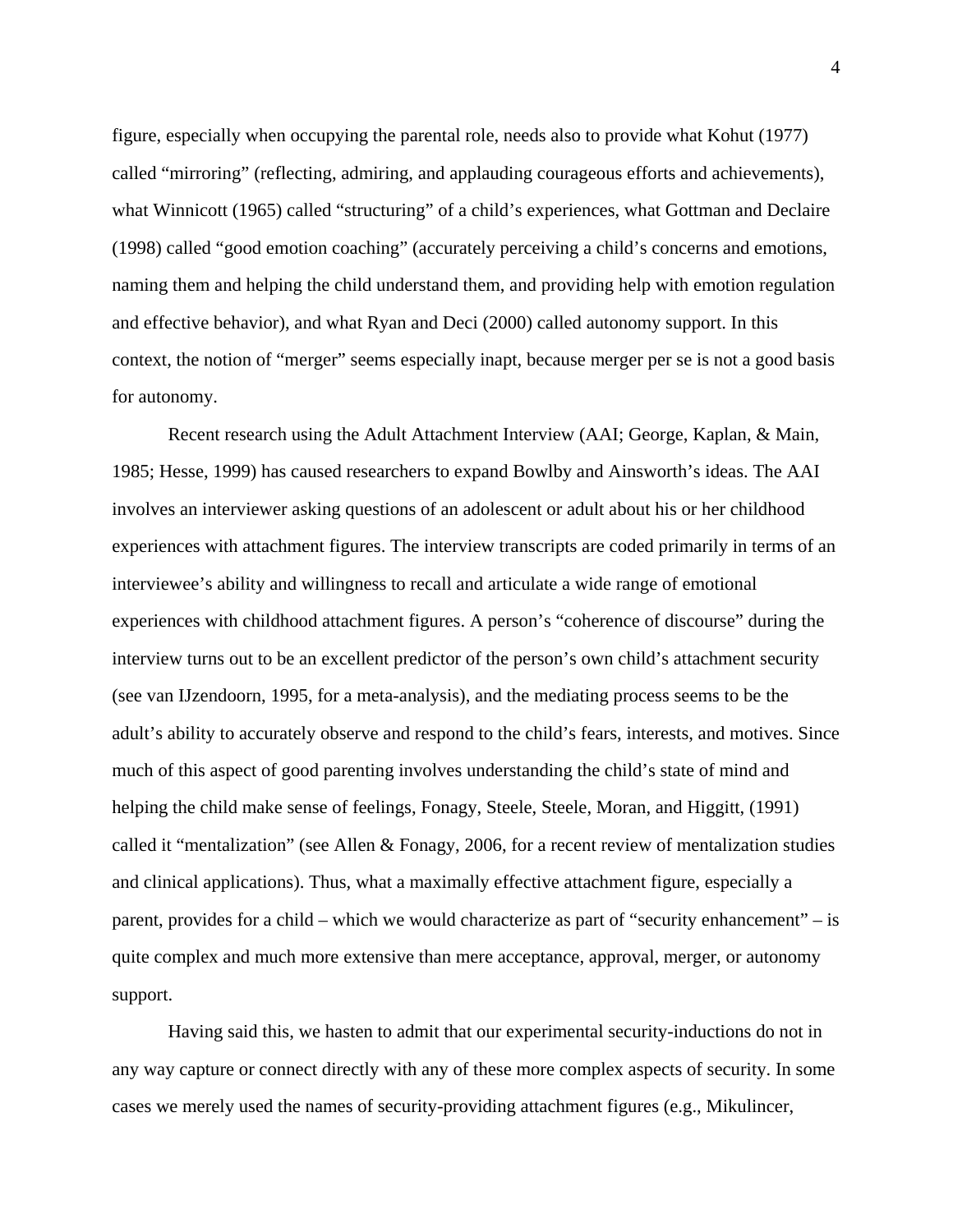figure, especially when occupying the parental role, needs also to provide what Kohut (1977) called "mirroring" (reflecting, admiring, and applauding courageous efforts and achievements), what Winnicott (1965) called "structuring" of a child's experiences, what Gottman and Declaire (1998) called "good emotion coaching" (accurately perceiving a child's concerns and emotions, naming them and helping the child understand them, and providing help with emotion regulation and effective behavior), and what Ryan and Deci (2000) called autonomy support. In this context, the notion of "merger" seems especially inapt, because merger per se is not a good basis for autonomy.

Recent research using the Adult Attachment Interview (AAI; George, Kaplan, & Main, 1985; Hesse, 1999) has caused researchers to expand Bowlby and Ainsworth's ideas. The AAI involves an interviewer asking questions of an adolescent or adult about his or her childhood experiences with attachment figures. The interview transcripts are coded primarily in terms of an interviewee's ability and willingness to recall and articulate a wide range of emotional experiences with childhood attachment figures. A person's "coherence of discourse" during the interview turns out to be an excellent predictor of the person's own child's attachment security (see van IJzendoorn, 1995, for a meta-analysis), and the mediating process seems to be the adult's ability to accurately observe and respond to the child's fears, interests, and motives. Since much of this aspect of good parenting involves understanding the child's state of mind and helping the child make sense of feelings, Fonagy, Steele, Steele, Moran, and Higgitt, (1991) called it "mentalization" (see Allen & Fonagy, 2006, for a recent review of mentalization studies and clinical applications). Thus, what a maximally effective attachment figure, especially a parent, provides for a child – which we would characterize as part of "security enhancement" – is quite complex and much more extensive than mere acceptance, approval, merger, or autonomy support.

Having said this, we hasten to admit that our experimental security-inductions do not in any way capture or connect directly with any of these more complex aspects of security. In some cases we merely used the names of security-providing attachment figures (e.g., Mikulincer,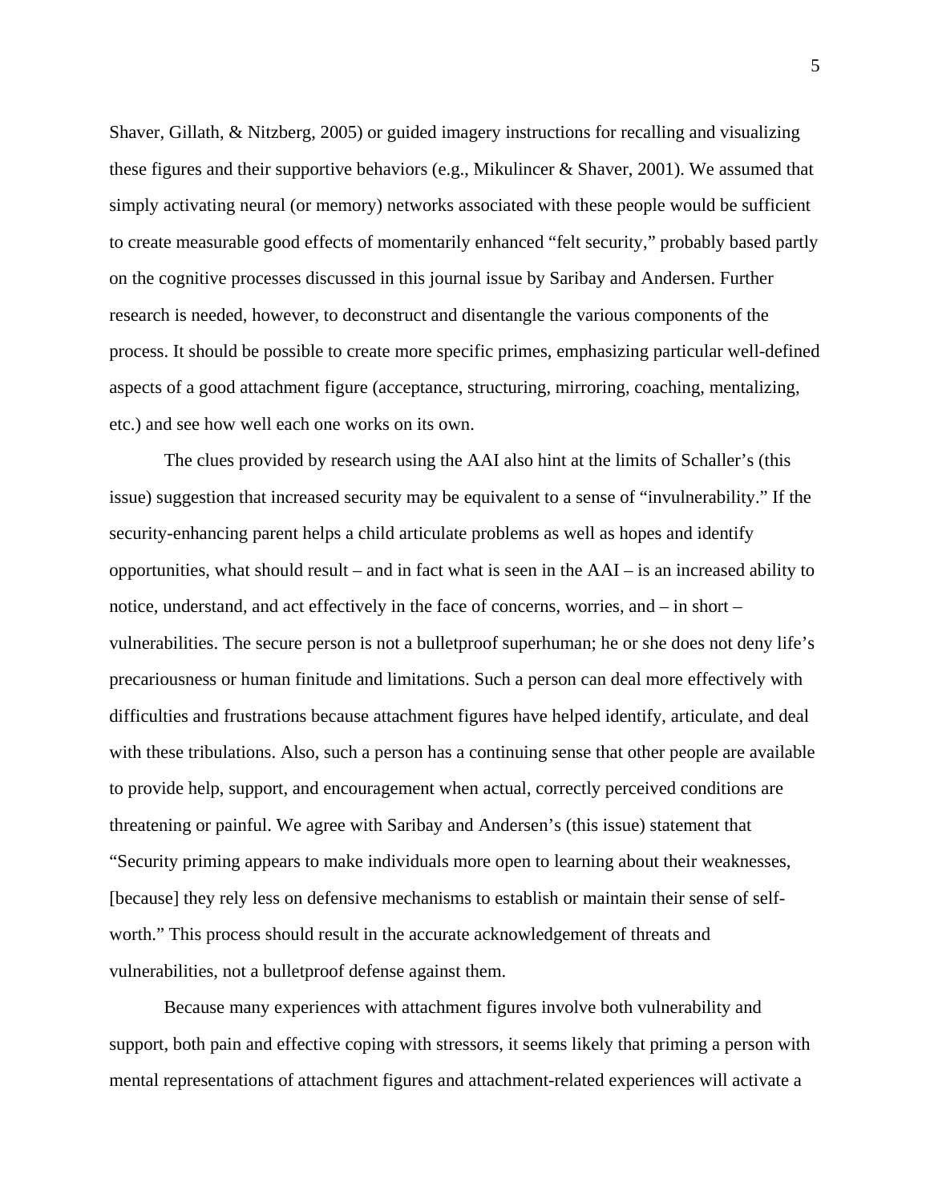Shaver, Gillath, & Nitzberg, 2005) or guided imagery instructions for recalling and visualizing these figures and their supportive behaviors (e.g., Mikulincer & Shaver, 2001). We assumed that simply activating neural (or memory) networks associated with these people would be sufficient to create measurable good effects of momentarily enhanced "felt security," probably based partly on the cognitive processes discussed in this journal issue by Saribay and Andersen. Further research is needed, however, to deconstruct and disentangle the various components of the process. It should be possible to create more specific primes, emphasizing particular well-defined aspects of a good attachment figure (acceptance, structuring, mirroring, coaching, mentalizing, etc.) and see how well each one works on its own.

The clues provided by research using the AAI also hint at the limits of Schaller's (this issue) suggestion that increased security may be equivalent to a sense of "invulnerability." If the security-enhancing parent helps a child articulate problems as well as hopes and identify opportunities, what should result – and in fact what is seen in the AAI – is an increased ability to notice, understand, and act effectively in the face of concerns, worries, and – in short – vulnerabilities. The secure person is not a bulletproof superhuman; he or she does not deny life's precariousness or human finitude and limitations. Such a person can deal more effectively with difficulties and frustrations because attachment figures have helped identify, articulate, and deal with these tribulations. Also, such a person has a continuing sense that other people are available to provide help, support, and encouragement when actual, correctly perceived conditions are threatening or painful. We agree with Saribay and Andersen's (this issue) statement that "Security priming appears to make individuals more open to learning about their weaknesses, [because] they rely less on defensive mechanisms to establish or maintain their sense of self-worth." This process should result in the accurate acknowledgement of threats and vulnerabilities, not a bulletproof defense against them.

Because many experiences with attachment figures involve both vulnerability and support, both pain and effective coping with stressors, it seems likely that priming a person with mental representations of attachment figures and attachment-related experiences will activate a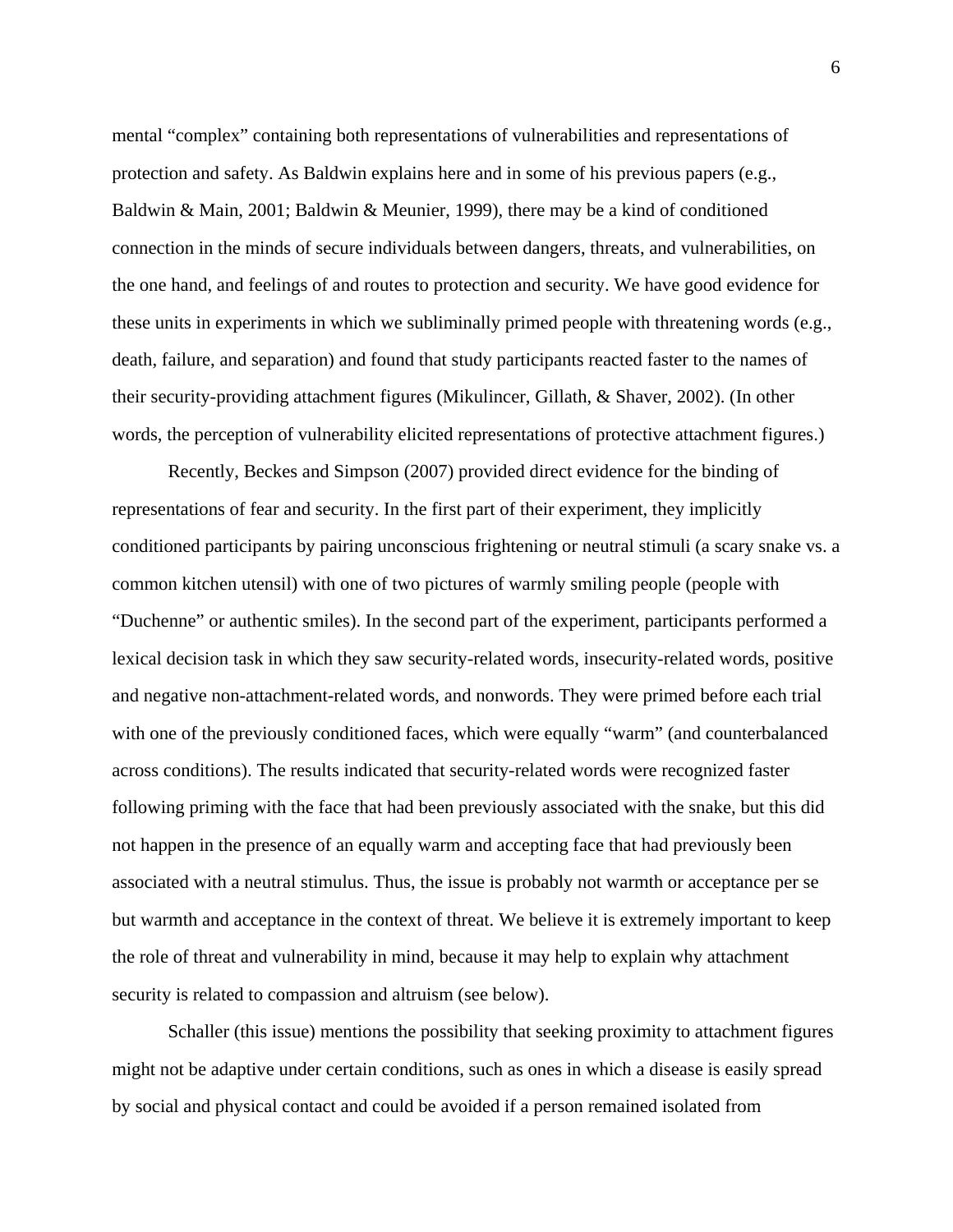mental "complex" containing both representations of vulnerabilities and representations of protection and safety. As Baldwin explains here and in some of his previous papers (e.g., Baldwin & Main, 2001; Baldwin & Meunier, 1999), there may be a kind of conditioned connection in the minds of secure individuals between dangers, threats, and vulnerabilities, on the one hand, and feelings of and routes to protection and security. We have good evidence for these units in experiments in which we subliminally primed people with threatening words (e.g., death, failure, and separation) and found that study participants reacted faster to the names of their security-providing attachment figures (Mikulincer, Gillath, & Shaver, 2002). (In other words, the perception of vulnerability elicited representations of protective attachment figures.)

Recently, Beckes and Simpson (2007) provided direct evidence for the binding of representations of fear and security. In the first part of their experiment, they implicitly conditioned participants by pairing unconscious frightening or neutral stimuli (a scary snake vs. a common kitchen utensil) with one of two pictures of warmly smiling people (people with "Duchenne" or authentic smiles). In the second part of the experiment, participants performed a lexical decision task in which they saw security-related words, insecurity-related words, positive and negative non-attachment-related words, and nonwords. They were primed before each trial with one of the previously conditioned faces, which were equally "warm" (and counterbalanced across conditions). The results indicated that security-related words were recognized faster following priming with the face that had been previously associated with the snake, but this did not happen in the presence of an equally warm and accepting face that had previously been associated with a neutral stimulus. Thus, the issue is probably not warmth or acceptance per se but warmth and acceptance in the context of threat. We believe it is extremely important to keep the role of threat and vulnerability in mind, because it may help to explain why attachment security is related to compassion and altruism (see below).

Schaller (this issue) mentions the possibility that seeking proximity to attachment figures might not be adaptive under certain conditions, such as ones in which a disease is easily spread by social and physical contact and could be avoided if a person remained isolated from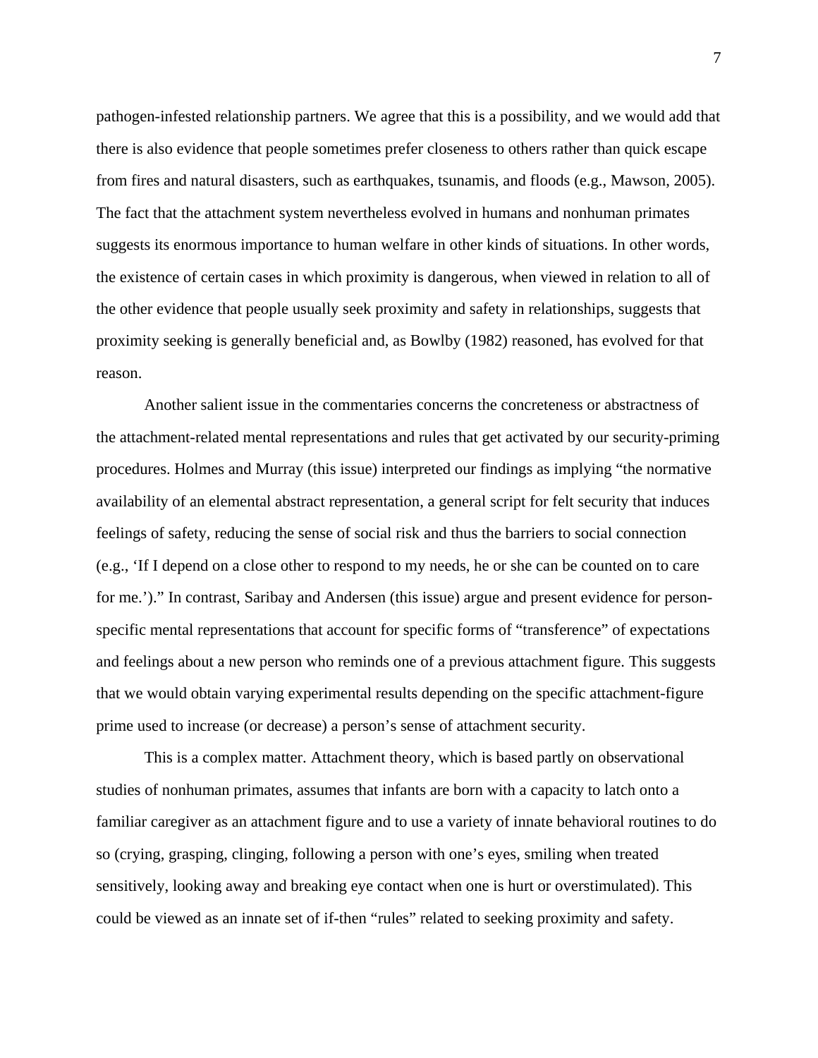pathogen-infested relationship partners. We agree that this is a possibility, and we would add that there is also evidence that people sometimes prefer closeness to others rather than quick escape from fires and natural disasters, such as earthquakes, tsunamis, and floods (e.g., Mawson, 2005). The fact that the attachment system nevertheless evolved in humans and nonhuman primates suggests its enormous importance to human welfare in other kinds of situations. In other words, the existence of certain cases in which proximity is dangerous, when viewed in relation to all of the other evidence that people usually seek proximity and safety in relationships, suggests that proximity seeking is generally beneficial and, as Bowlby (1982) reasoned, has evolved for that reason.

Another salient issue in the commentaries concerns the concreteness or abstractness of the attachment-related mental representations and rules that get activated by our security-priming procedures. Holmes and Murray (this issue) interpreted our findings as implying "the normative availability of an elemental abstract representation, a general script for felt security that induces feelings of safety, reducing the sense of social risk and thus the barriers to social connection (e.g., 'If I depend on a close other to respond to my needs, he or she can be counted on to care for me.')." In contrast, Saribay and Andersen (this issue) argue and present evidence for person-specific mental representations that account for specific forms of "transference" of expectations and feelings about a new person who reminds one of a previous attachment figure. This suggests that we would obtain varying experimental results depending on the specific attachment-figure prime used to increase (or decrease) a person's sense of attachment security.

This is a complex matter. Attachment theory, which is based partly on observational studies of nonhuman primates, assumes that infants are born with a capacity to latch onto a familiar caregiver as an attachment figure and to use a variety of innate behavioral routines to do so (crying, grasping, clinging, following a person with one's eyes, smiling when treated sensitively, looking away and breaking eye contact when one is hurt or overstimulated). This could be viewed as an innate set of if-then "rules" related to seeking proximity and safety.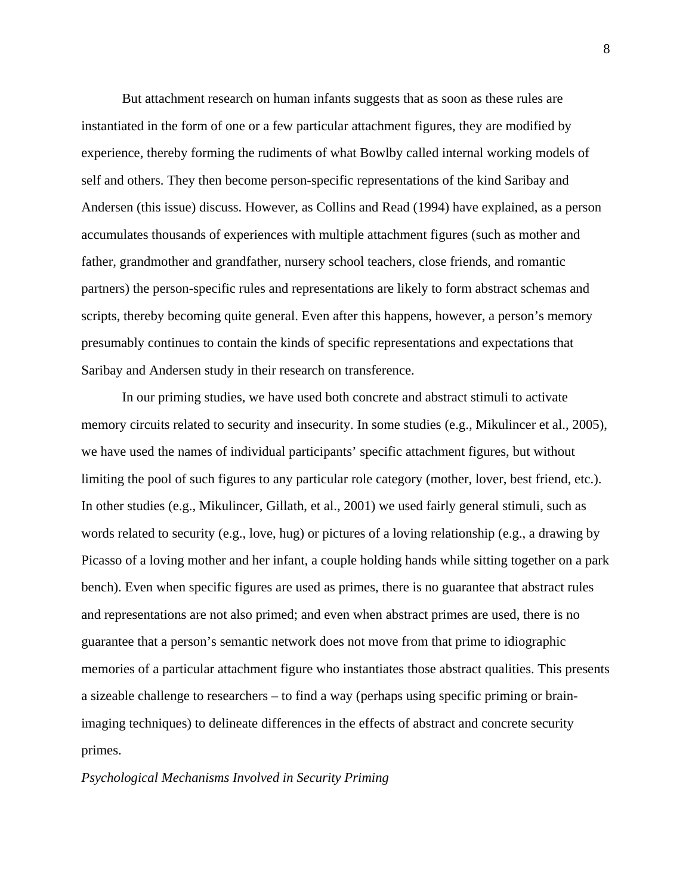But attachment research on human infants suggests that as soon as these rules are instantiated in the form of one or a few particular attachment figures, they are modified by experience, thereby forming the rudiments of what Bowlby called internal working models of self and others. They then become person-specific representations of the kind Saribay and Andersen (this issue) discuss. However, as Collins and Read (1994) have explained, as a person accumulates thousands of experiences with multiple attachment figures (such as mother and father, grandmother and grandfather, nursery school teachers, close friends, and romantic partners) the person-specific rules and representations are likely to form abstract schemas and scripts, thereby becoming quite general. Even after this happens, however, a person's memory presumably continues to contain the kinds of specific representations and expectations that Saribay and Andersen study in their research on transference.

In our priming studies, we have used both concrete and abstract stimuli to activate memory circuits related to security and insecurity. In some studies (e.g., Mikulincer et al., 2005), we have used the names of individual participants' specific attachment figures, but without limiting the pool of such figures to any particular role category (mother, lover, best friend, etc.). In other studies (e.g., Mikulincer, Gillath, et al., 2001) we used fairly general stimuli, such as words related to security (e.g., love, hug) or pictures of a loving relationship (e.g., a drawing by Picasso of a loving mother and her infant, a couple holding hands while sitting together on a park bench). Even when specific figures are used as primes, there is no guarantee that abstract rules and representations are not also primed; and even when abstract primes are used, there is no guarantee that a person's semantic network does not move from that prime to idiographic memories of a particular attachment figure who instantiates those abstract qualities. This presents a sizeable challenge to researchers – to find a way (perhaps using specific priming or brain-imaging techniques) to delineate differences in the effects of abstract and concrete security primes.

*Psychological Mechanisms Involved in Security Priming*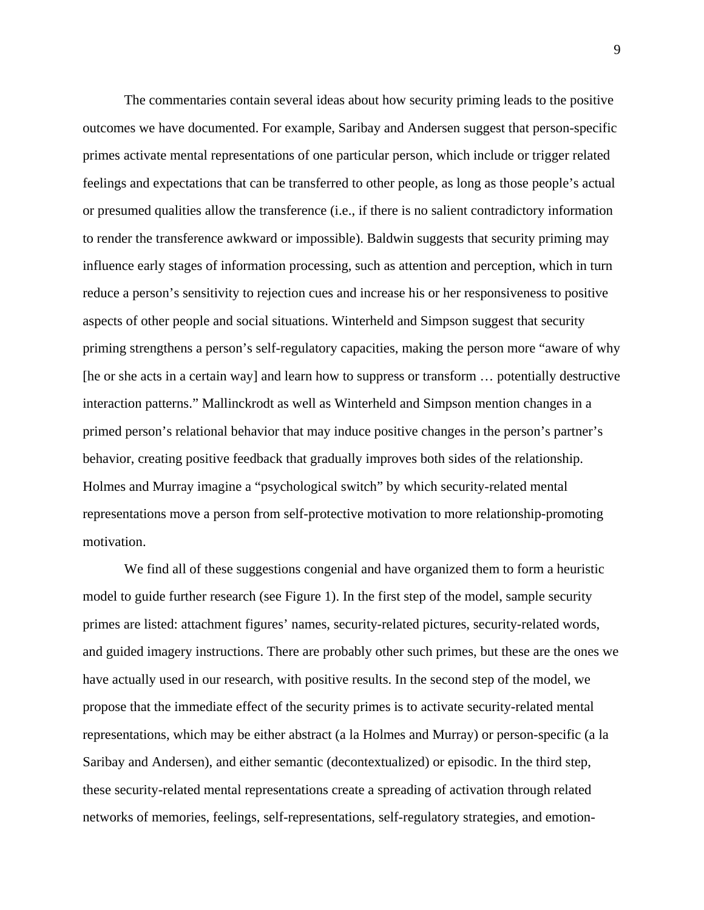The commentaries contain several ideas about how security priming leads to the positive outcomes we have documented. For example, Saribay and Andersen suggest that person-specific primes activate mental representations of one particular person, which include or trigger related feelings and expectations that can be transferred to other people, as long as those people's actual or presumed qualities allow the transference (i.e., if there is no salient contradictory information to render the transference awkward or impossible). Baldwin suggests that security priming may influence early stages of information processing, such as attention and perception, which in turn reduce a person's sensitivity to rejection cues and increase his or her responsiveness to positive aspects of other people and social situations. Winterheld and Simpson suggest that security priming strengthens a person's self-regulatory capacities, making the person more "aware of why [he or she acts in a certain way] and learn how to suppress or transform … potentially destructive interaction patterns." Mallinckrodt as well as Winterheld and Simpson mention changes in a primed person's relational behavior that may induce positive changes in the person's partner's behavior, creating positive feedback that gradually improves both sides of the relationship. Holmes and Murray imagine a "psychological switch" by which security-related mental representations move a person from self-protective motivation to more relationship-promoting motivation.

We find all of these suggestions congenial and have organized them to form a heuristic model to guide further research (see Figure 1). In the first step of the model, sample security primes are listed: attachment figures' names, security-related pictures, security-related words, and guided imagery instructions. There are probably other such primes, but these are the ones we have actually used in our research, with positive results. In the second step of the model, we propose that the immediate effect of the security primes is to activate security-related mental representations, which may be either abstract (a la Holmes and Murray) or person-specific (a la Saribay and Andersen), and either semantic (decontextualized) or episodic. In the third step, these security-related mental representations create a spreading of activation through related networks of memories, feelings, self-representations, self-regulatory strategies, and emotion-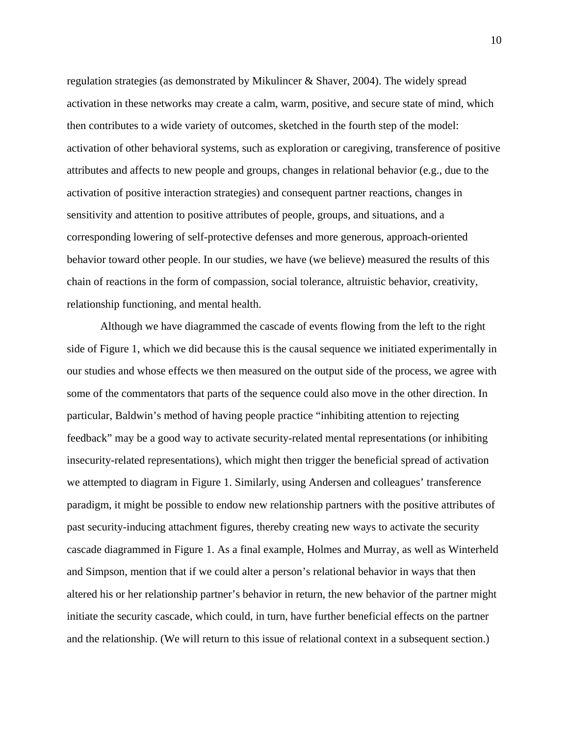regulation strategies (as demonstrated by Mikulincer & Shaver, 2004). The widely spread activation in these networks may create a calm, warm, positive, and secure state of mind, which then contributes to a wide variety of outcomes, sketched in the fourth step of the model: activation of other behavioral systems, such as exploration or caregiving, transference of positive attributes and affects to new people and groups, changes in relational behavior (e.g., due to the activation of positive interaction strategies) and consequent partner reactions, changes in sensitivity and attention to positive attributes of people, groups, and situations, and a corresponding lowering of self-protective defenses and more generous, approach-oriented behavior toward other people. In our studies, we have (we believe) measured the results of this chain of reactions in the form of compassion, social tolerance, altruistic behavior, creativity, relationship functioning, and mental health.

Although we have diagrammed the cascade of events flowing from the left to the right side of Figure 1, which we did because this is the causal sequence we initiated experimentally in our studies and whose effects we then measured on the output side of the process, we agree with some of the commentators that parts of the sequence could also move in the other direction. In particular, Baldwin's method of having people practice "inhibiting attention to rejecting feedback" may be a good way to activate security-related mental representations (or inhibiting insecurity-related representations), which might then trigger the beneficial spread of activation we attempted to diagram in Figure 1. Similarly, using Andersen and colleagues' transference paradigm, it might be possible to endow new relationship partners with the positive attributes of past security-inducing attachment figures, thereby creating new ways to activate the security cascade diagrammed in Figure 1. As a final example, Holmes and Murray, as well as Winterheld and Simpson, mention that if we could alter a person's relational behavior in ways that then altered his or her relationship partner's behavior in return, the new behavior of the partner might initiate the security cascade, which could, in turn, have further beneficial effects on the partner and the relationship. (We will return to this issue of relational context in a subsequent section.)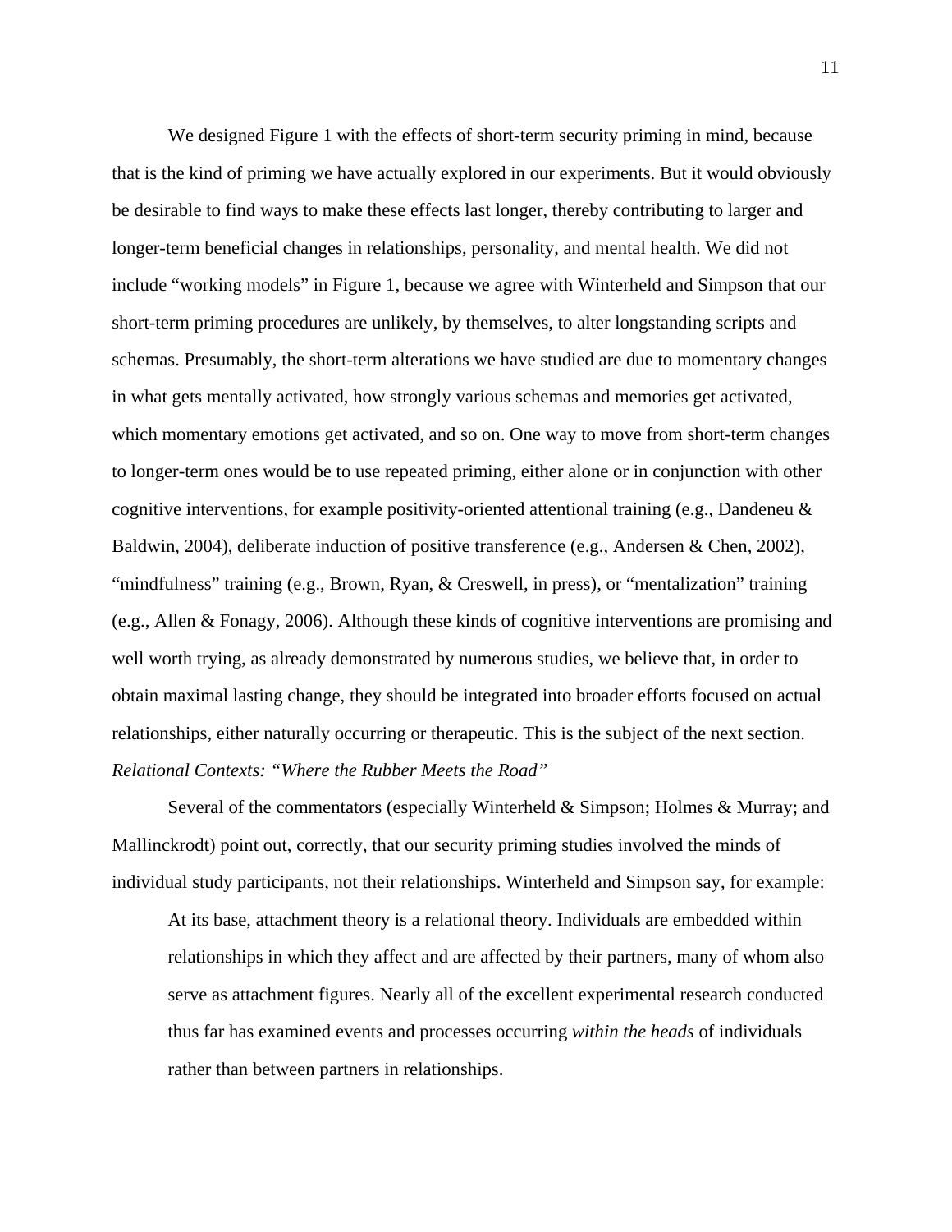We designed Figure 1 with the effects of short-term security priming in mind, because that is the kind of priming we have actually explored in our experiments. But it would obviously be desirable to find ways to make these effects last longer, thereby contributing to larger and longer-term beneficial changes in relationships, personality, and mental health. We did not include "working models" in Figure 1, because we agree with Winterheld and Simpson that our short-term priming procedures are unlikely, by themselves, to alter longstanding scripts and schemas. Presumably, the short-term alterations we have studied are due to momentary changes in what gets mentally activated, how strongly various schemas and memories get activated, which momentary emotions get activated, and so on. One way to move from short-term changes to longer-term ones would be to use repeated priming, either alone or in conjunction with other cognitive interventions, for example positivity-oriented attentional training (e.g., Dandeneu & Baldwin, 2004), deliberate induction of positive transference (e.g., Andersen & Chen, 2002), "mindfulness" training (e.g., Brown, Ryan, & Creswell, in press), or "mentalization" training (e.g., Allen & Fonagy, 2006). Although these kinds of cognitive interventions are promising and well worth trying, as already demonstrated by numerous studies, we believe that, in order to obtain maximal lasting change, they should be integrated into broader efforts focused on actual relationships, either naturally occurring or therapeutic. This is the subject of the next section.

### *Relational Contexts: "Where the Rubber Meets the Road"*

Several of the commentators (especially Winterheld & Simpson; Holmes & Murray; and Mallinckrodt) point out, correctly, that our security priming studies involved the minds of individual study participants, not their relationships. Winterheld and Simpson say, for example:

> At its base, attachment theory is a relational theory. Individuals are embedded within relationships in which they affect and are affected by their partners, many of whom also serve as attachment figures. Nearly all of the excellent experimental research conducted thus far has examined events and processes occurring *within the heads* of individuals rather than between partners in relationships.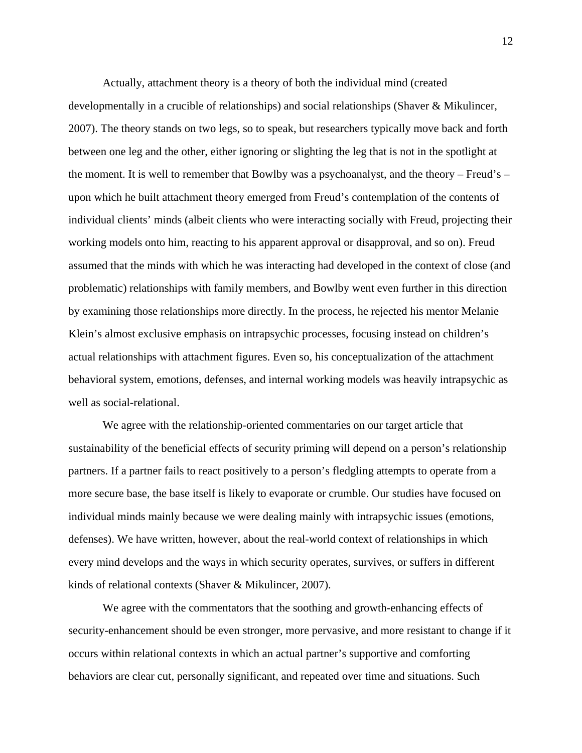Actually, attachment theory is a theory of both the individual mind (created developmentally in a crucible of relationships) and social relationships (Shaver & Mikulincer, 2007). The theory stands on two legs, so to speak, but researchers typically move back and forth between one leg and the other, either ignoring or slighting the leg that is not in the spotlight at the moment. It is well to remember that Bowlby was a psychoanalyst, and the theory – Freud's – upon which he built attachment theory emerged from Freud's contemplation of the contents of individual clients' minds (albeit clients who were interacting socially with Freud, projecting their working models onto him, reacting to his apparent approval or disapproval, and so on). Freud assumed that the minds with which he was interacting had developed in the context of close (and problematic) relationships with family members, and Bowlby went even further in this direction by examining those relationships more directly. In the process, he rejected his mentor Melanie Klein's almost exclusive emphasis on intrapsychic processes, focusing instead on children's actual relationships with attachment figures. Even so, his conceptualization of the attachment behavioral system, emotions, defenses, and internal working models was heavily intrapsychic as well as social-relational.

We agree with the relationship-oriented commentaries on our target article that sustainability of the beneficial effects of security priming will depend on a person's relationship partners. If a partner fails to react positively to a person's fledgling attempts to operate from a more secure base, the base itself is likely to evaporate or crumble. Our studies have focused on individual minds mainly because we were dealing mainly with intrapsychic issues (emotions, defenses). We have written, however, about the real-world context of relationships in which every mind develops and the ways in which security operates, survives, or suffers in different kinds of relational contexts (Shaver & Mikulincer, 2007).

We agree with the commentators that the soothing and growth-enhancing effects of security-enhancement should be even stronger, more pervasive, and more resistant to change if it occurs within relational contexts in which an actual partner's supportive and comforting behaviors are clear cut, personally significant, and repeated over time and situations. Such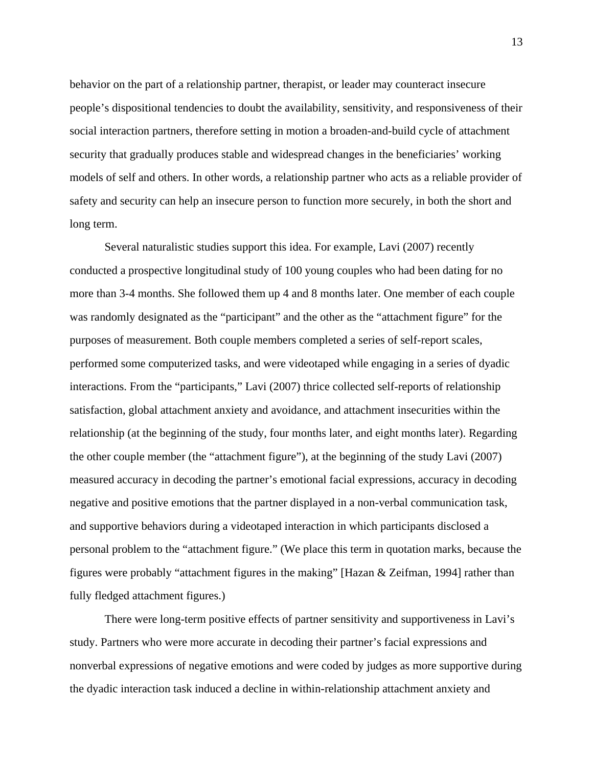behavior on the part of a relationship partner, therapist, or leader may counteract insecure people's dispositional tendencies to doubt the availability, sensitivity, and responsiveness of their social interaction partners, therefore setting in motion a broaden-and-build cycle of attachment security that gradually produces stable and widespread changes in the beneficiaries' working models of self and others. In other words, a relationship partner who acts as a reliable provider of safety and security can help an insecure person to function more securely, in both the short and long term.

Several naturalistic studies support this idea. For example, Lavi (2007) recently conducted a prospective longitudinal study of 100 young couples who had been dating for no more than 3-4 months. She followed them up 4 and 8 months later. One member of each couple was randomly designated as the "participant" and the other as the "attachment figure" for the purposes of measurement. Both couple members completed a series of self-report scales, performed some computerized tasks, and were videotaped while engaging in a series of dyadic interactions. From the "participants," Lavi (2007) thrice collected self-reports of relationship satisfaction, global attachment anxiety and avoidance, and attachment insecurities within the relationship (at the beginning of the study, four months later, and eight months later). Regarding the other couple member (the "attachment figure"), at the beginning of the study Lavi (2007) measured accuracy in decoding the partner's emotional facial expressions, accuracy in decoding negative and positive emotions that the partner displayed in a non-verbal communication task, and supportive behaviors during a videotaped interaction in which participants disclosed a personal problem to the "attachment figure." (We place this term in quotation marks, because the figures were probably "attachment figures in the making" [Hazan & Zeifman, 1994] rather than fully fledged attachment figures.)

There were long-term positive effects of partner sensitivity and supportiveness in Lavi's study. Partners who were more accurate in decoding their partner's facial expressions and nonverbal expressions of negative emotions and were coded by judges as more supportive during the dyadic interaction task induced a decline in within-relationship attachment anxiety and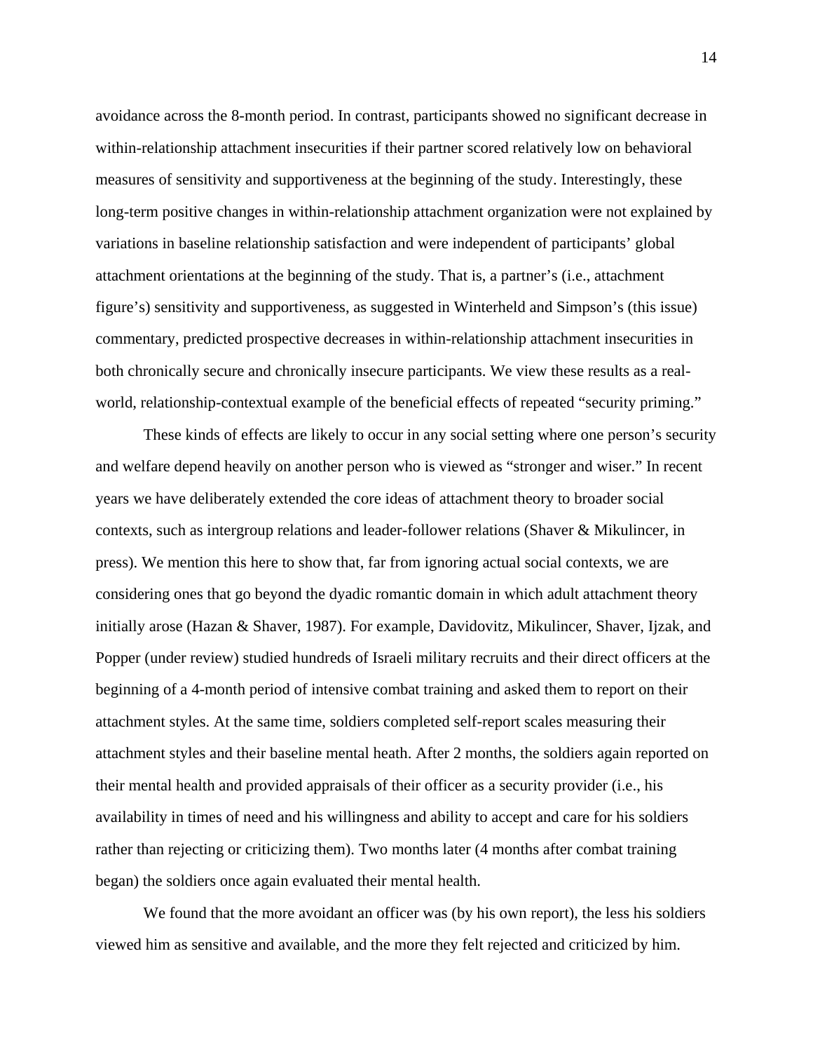avoidance across the 8-month period. In contrast, participants showed no significant decrease in within-relationship attachment insecurities if their partner scored relatively low on behavioral measures of sensitivity and supportiveness at the beginning of the study. Interestingly, these long-term positive changes in within-relationship attachment organization were not explained by variations in baseline relationship satisfaction and were independent of participants' global attachment orientations at the beginning of the study. That is, a partner's (i.e., attachment figure's) sensitivity and supportiveness, as suggested in Winterheld and Simpson's (this issue) commentary, predicted prospective decreases in within-relationship attachment insecurities in both chronically secure and chronically insecure participants. We view these results as a real-world, relationship-contextual example of the beneficial effects of repeated "security priming."

These kinds of effects are likely to occur in any social setting where one person's security and welfare depend heavily on another person who is viewed as "stronger and wiser." In recent years we have deliberately extended the core ideas of attachment theory to broader social contexts, such as intergroup relations and leader-follower relations (Shaver & Mikulincer, in press). We mention this here to show that, far from ignoring actual social contexts, we are considering ones that go beyond the dyadic romantic domain in which adult attachment theory initially arose (Hazan & Shaver, 1987). For example, Davidovitz, Mikulincer, Shaver, Ijzak, and Popper (under review) studied hundreds of Israeli military recruits and their direct officers at the beginning of a 4-month period of intensive combat training and asked them to report on their attachment styles. At the same time, soldiers completed self-report scales measuring their attachment styles and their baseline mental heath. After 2 months, the soldiers again reported on their mental health and provided appraisals of their officer as a security provider (i.e., his availability in times of need and his willingness and ability to accept and care for his soldiers rather than rejecting or criticizing them). Two months later (4 months after combat training began) the soldiers once again evaluated their mental health.

We found that the more avoidant an officer was (by his own report), the less his soldiers viewed him as sensitive and available, and the more they felt rejected and criticized by him.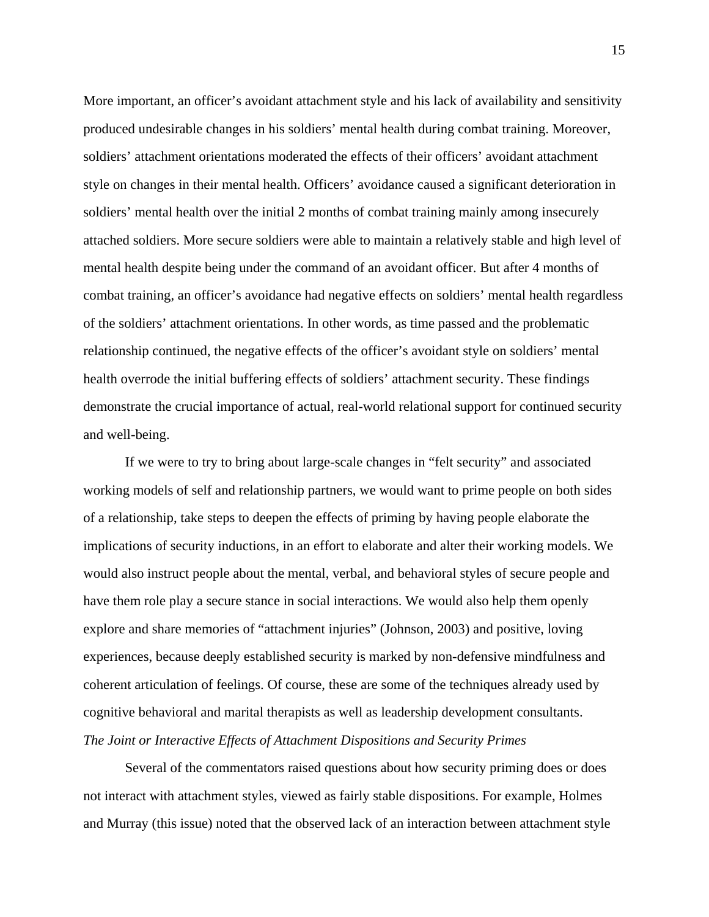More important, an officer's avoidant attachment style and his lack of availability and sensitivity produced undesirable changes in his soldiers' mental health during combat training. Moreover, soldiers' attachment orientations moderated the effects of their officers' avoidant attachment style on changes in their mental health. Officers' avoidance caused a significant deterioration in soldiers' mental health over the initial 2 months of combat training mainly among insecurely attached soldiers. More secure soldiers were able to maintain a relatively stable and high level of mental health despite being under the command of an avoidant officer. But after 4 months of combat training, an officer's avoidance had negative effects on soldiers' mental health regardless of the soldiers' attachment orientations. In other words, as time passed and the problematic relationship continued, the negative effects of the officer's avoidant style on soldiers' mental health overrode the initial buffering effects of soldiers' attachment security. These findings demonstrate the crucial importance of actual, real-world relational support for continued security and well-being.

If we were to try to bring about large-scale changes in "felt security" and associated working models of self and relationship partners, we would want to prime people on both sides of a relationship, take steps to deepen the effects of priming by having people elaborate the implications of security inductions, in an effort to elaborate and alter their working models. We would also instruct people about the mental, verbal, and behavioral styles of secure people and have them role play a secure stance in social interactions. We would also help them openly explore and share memories of "attachment injuries" (Johnson, 2003) and positive, loving experiences, because deeply established security is marked by non-defensive mindfulness and coherent articulation of feelings. Of course, these are some of the techniques already used by cognitive behavioral and marital therapists as well as leadership development consultants.

*The Joint or Interactive Effects of Attachment Dispositions and Security Primes*

Several of the commentators raised questions about how security priming does or does not interact with attachment styles, viewed as fairly stable dispositions. For example, Holmes and Murray (this issue) noted that the observed lack of an interaction between attachment style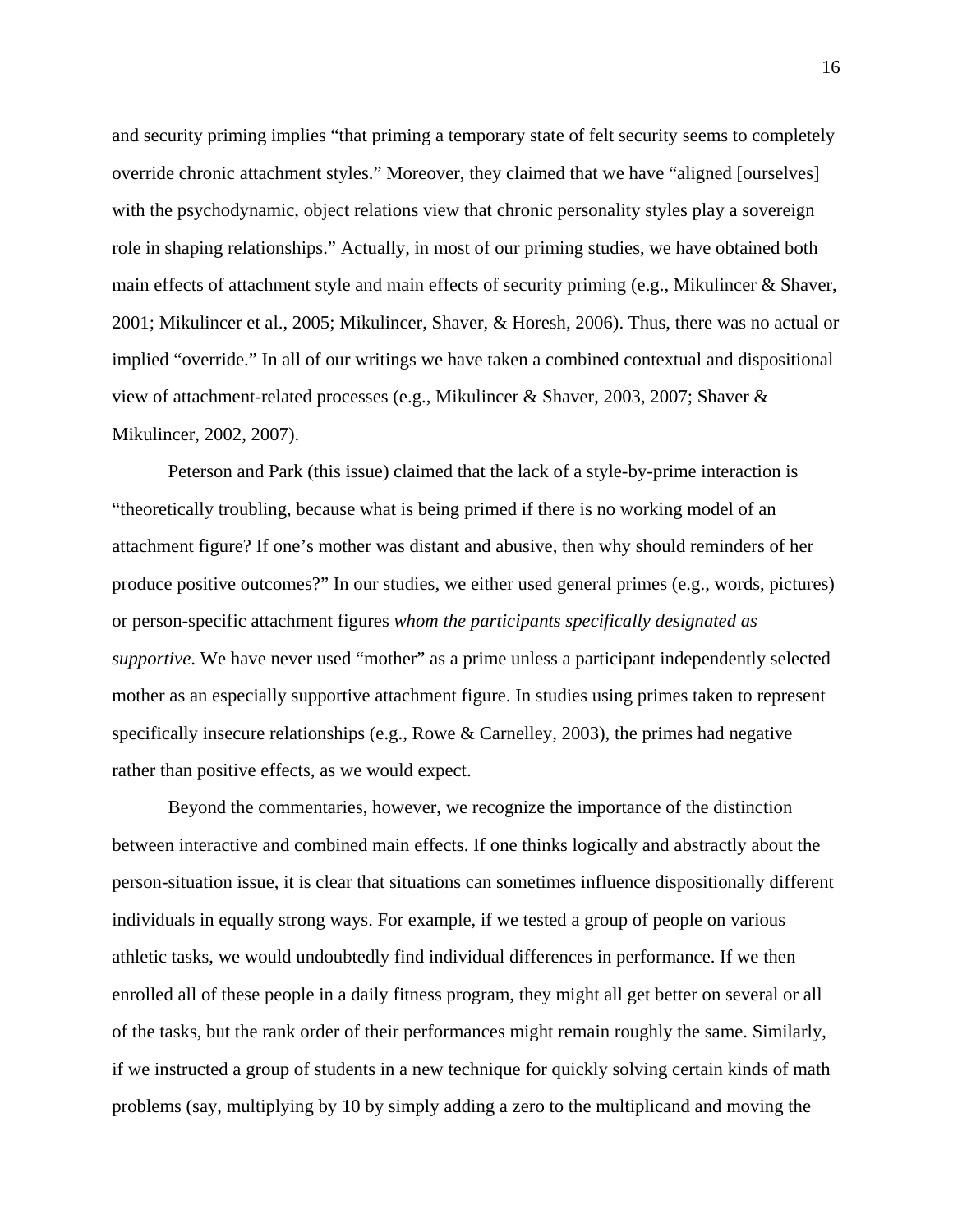and security priming implies "that priming a temporary state of felt security seems to completely override chronic attachment styles." Moreover, they claimed that we have "aligned [ourselves] with the psychodynamic, object relations view that chronic personality styles play a sovereign role in shaping relationships." Actually, in most of our priming studies, we have obtained both main effects of attachment style and main effects of security priming (e.g., Mikulincer & Shaver, 2001; Mikulincer et al., 2005; Mikulincer, Shaver, & Horesh, 2006). Thus, there was no actual or implied "override." In all of our writings we have taken a combined contextual and dispositional view of attachment-related processes (e.g., Mikulincer & Shaver, 2003, 2007; Shaver & Mikulincer, 2002, 2007).

Peterson and Park (this issue) claimed that the lack of a style-by-prime interaction is "theoretically troubling, because what is being primed if there is no working model of an attachment figure? If one's mother was distant and abusive, then why should reminders of her produce positive outcomes?" In our studies, we either used general primes (e.g., words, pictures) or person-specific attachment figures *whom the participants specifically designated as supportive*. We have never used "mother" as a prime unless a participant independently selected mother as an especially supportive attachment figure. In studies using primes taken to represent specifically insecure relationships (e.g., Rowe & Carnelley, 2003), the primes had negative rather than positive effects, as we would expect.

Beyond the commentaries, however, we recognize the importance of the distinction between interactive and combined main effects. If one thinks logically and abstractly about the person-situation issue, it is clear that situations can sometimes influence dispositionally different individuals in equally strong ways. For example, if we tested a group of people on various athletic tasks, we would undoubtedly find individual differences in performance. If we then enrolled all of these people in a daily fitness program, they might all get better on several or all of the tasks, but the rank order of their performances might remain roughly the same. Similarly, if we instructed a group of students in a new technique for quickly solving certain kinds of math problems (say, multiplying by 10 by simply adding a zero to the multiplicand and moving the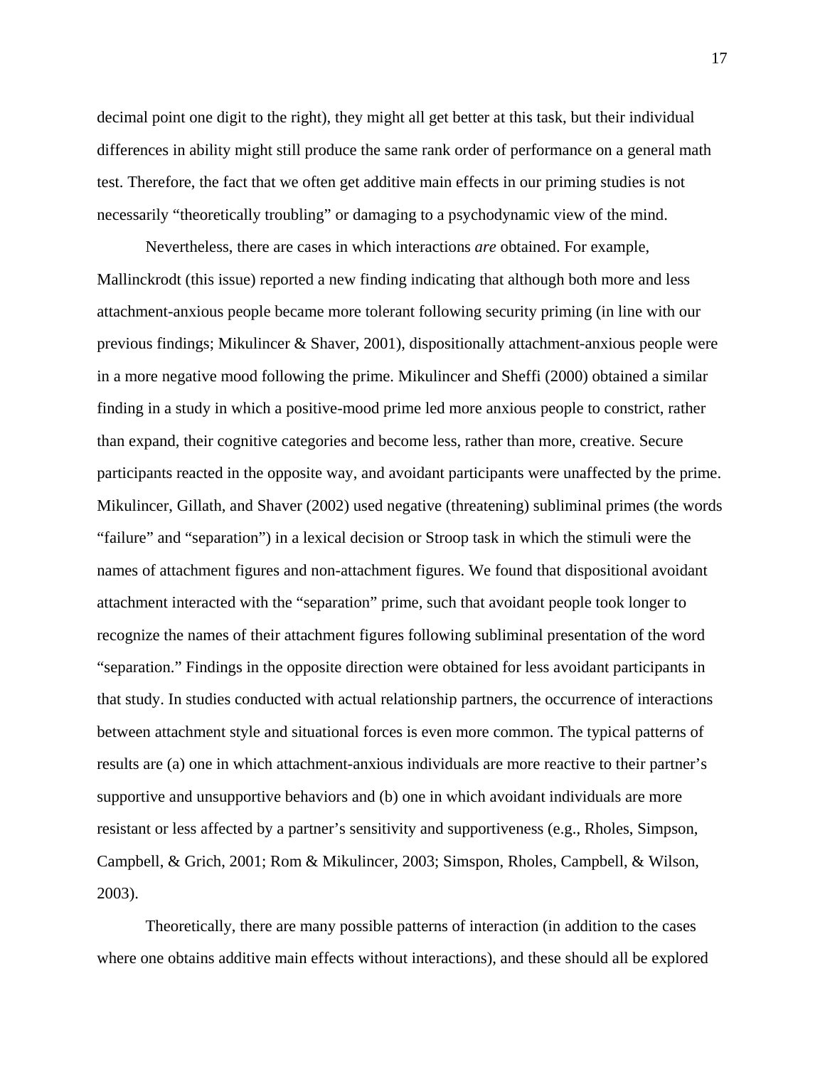decimal point one digit to the right), they might all get better at this task, but their individual differences in ability might still produce the same rank order of performance on a general math test. Therefore, the fact that we often get additive main effects in our priming studies is not necessarily "theoretically troubling" or damaging to a psychodynamic view of the mind.

Nevertheless, there are cases in which interactions *are* obtained. For example, Mallinckrodt (this issue) reported a new finding indicating that although both more and less attachment-anxious people became more tolerant following security priming (in line with our previous findings; Mikulincer & Shaver, 2001), dispositionally attachment-anxious people were in a more negative mood following the prime. Mikulincer and Sheffi (2000) obtained a similar finding in a study in which a positive-mood prime led more anxious people to constrict, rather than expand, their cognitive categories and become less, rather than more, creative. Secure participants reacted in the opposite way, and avoidant participants were unaffected by the prime. Mikulincer, Gillath, and Shaver (2002) used negative (threatening) subliminal primes (the words "failure" and "separation") in a lexical decision or Stroop task in which the stimuli were the names of attachment figures and non-attachment figures. We found that dispositional avoidant attachment interacted with the "separation" prime, such that avoidant people took longer to recognize the names of their attachment figures following subliminal presentation of the word "separation." Findings in the opposite direction were obtained for less avoidant participants in that study. In studies conducted with actual relationship partners, the occurrence of interactions between attachment style and situational forces is even more common. The typical patterns of results are (a) one in which attachment-anxious individuals are more reactive to their partner's supportive and unsupportive behaviors and (b) one in which avoidant individuals are more resistant or less affected by a partner's sensitivity and supportiveness (e.g., Rholes, Simpson, Campbell, & Grich, 2001; Rom & Mikulincer, 2003; Simspon, Rholes, Campbell, & Wilson, 2003).

Theoretically, there are many possible patterns of interaction (in addition to the cases where one obtains additive main effects without interactions), and these should all be explored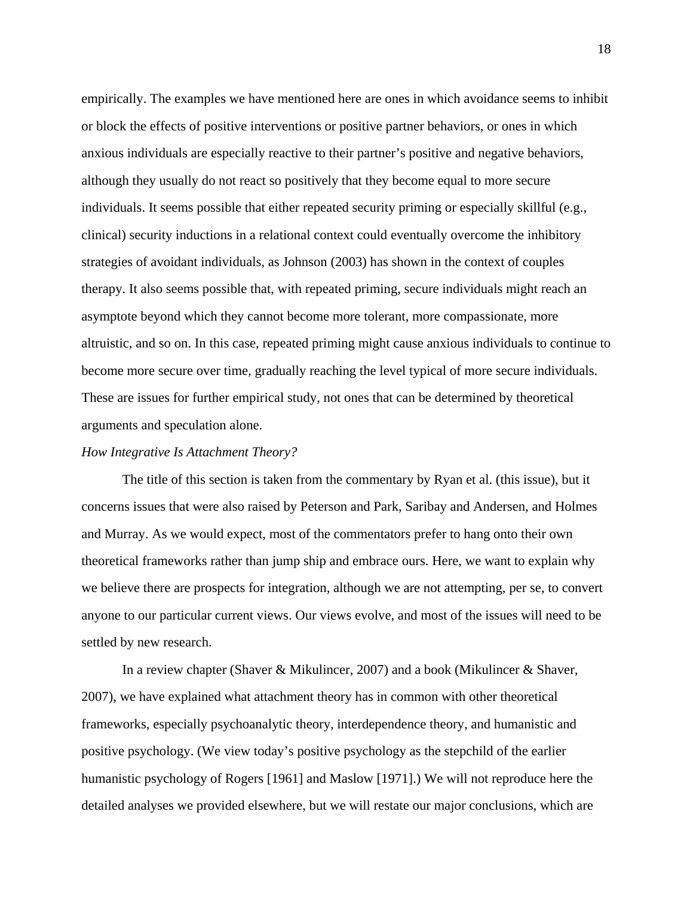empirically. The examples we have mentioned here are ones in which avoidance seems to inhibit or block the effects of positive interventions or positive partner behaviors, or ones in which anxious individuals are especially reactive to their partner's positive and negative behaviors, although they usually do not react so positively that they become equal to more secure individuals. It seems possible that either repeated security priming or especially skillful (e.g., clinical) security inductions in a relational context could eventually overcome the inhibitory strategies of avoidant individuals, as Johnson (2003) has shown in the context of couples therapy. It also seems possible that, with repeated priming, secure individuals might reach an asymptote beyond which they cannot become more tolerant, more compassionate, more altruistic, and so on. In this case, repeated priming might cause anxious individuals to continue to become more secure over time, gradually reaching the level typical of more secure individuals. These are issues for further empirical study, not ones that can be determined by theoretical arguments and speculation alone.

*How Integrative Is Attachment Theory?*

The title of this section is taken from the commentary by Ryan et al. (this issue), but it concerns issues that were also raised by Peterson and Park, Saribay and Andersen, and Holmes and Murray. As we would expect, most of the commentators prefer to hang onto their own theoretical frameworks rather than jump ship and embrace ours. Here, we want to explain why we believe there are prospects for integration, although we are not attempting, per se, to convert anyone to our particular current views. Our views evolve, and most of the issues will need to be settled by new research.

In a review chapter (Shaver & Mikulincer, 2007) and a book (Mikulincer & Shaver, 2007), we have explained what attachment theory has in common with other theoretical frameworks, especially psychoanalytic theory, interdependence theory, and humanistic and positive psychology. (We view today's positive psychology as the stepchild of the earlier humanistic psychology of Rogers [1961] and Maslow [1971].) We will not reproduce here the detailed analyses we provided elsewhere, but we will restate our major conclusions, which are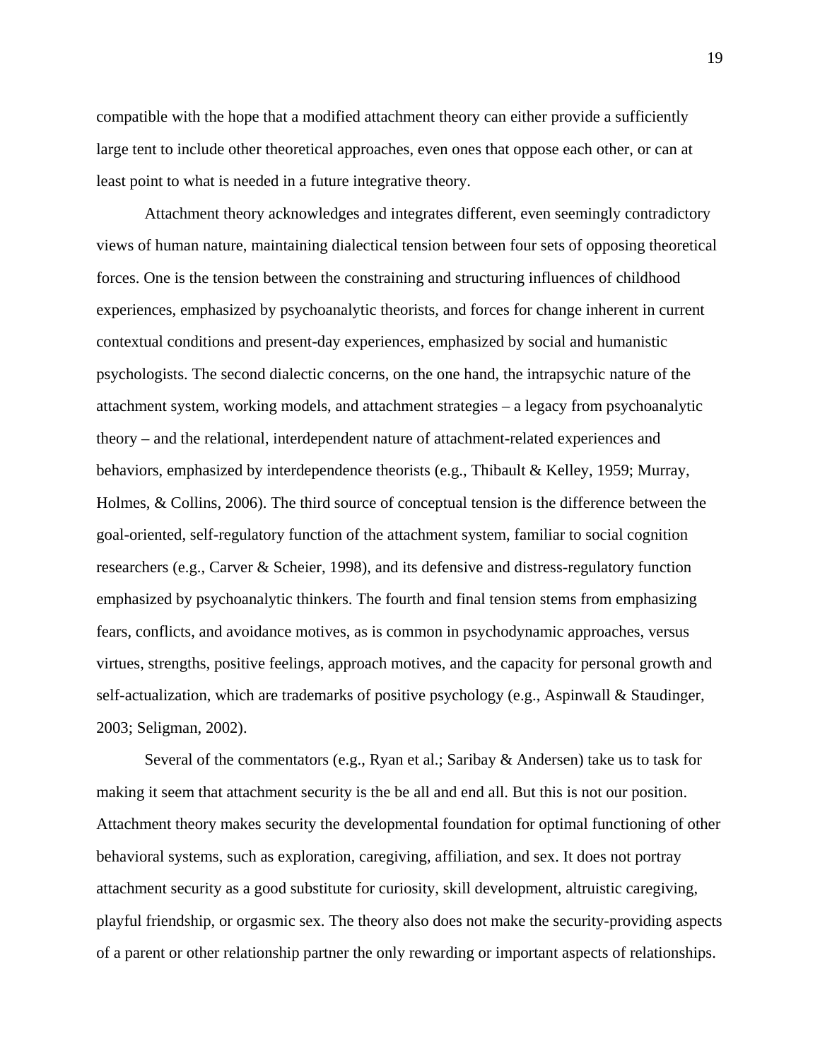compatible with the hope that a modified attachment theory can either provide a sufficiently large tent to include other theoretical approaches, even ones that oppose each other, or can at least point to what is needed in a future integrative theory.

Attachment theory acknowledges and integrates different, even seemingly contradictory views of human nature, maintaining dialectical tension between four sets of opposing theoretical forces. One is the tension between the constraining and structuring influences of childhood experiences, emphasized by psychoanalytic theorists, and forces for change inherent in current contextual conditions and present-day experiences, emphasized by social and humanistic psychologists. The second dialectic concerns, on the one hand, the intrapsychic nature of the attachment system, working models, and attachment strategies – a legacy from psychoanalytic theory – and the relational, interdependent nature of attachment-related experiences and behaviors, emphasized by interdependence theorists (e.g., Thibault & Kelley, 1959; Murray, Holmes, & Collins, 2006). The third source of conceptual tension is the difference between the goal-oriented, self-regulatory function of the attachment system, familiar to social cognition researchers (e.g., Carver & Scheier, 1998), and its defensive and distress-regulatory function emphasized by psychoanalytic thinkers. The fourth and final tension stems from emphasizing fears, conflicts, and avoidance motives, as is common in psychodynamic approaches, versus virtues, strengths, positive feelings, approach motives, and the capacity for personal growth and self-actualization, which are trademarks of positive psychology (e.g., Aspinwall & Staudinger, 2003; Seligman, 2002).

Several of the commentators (e.g., Ryan et al.; Saribay & Andersen) take us to task for making it seem that attachment security is the be all and end all. But this is not our position. Attachment theory makes security the developmental foundation for optimal functioning of other behavioral systems, such as exploration, caregiving, affiliation, and sex. It does not portray attachment security as a good substitute for curiosity, skill development, altruistic caregiving, playful friendship, or orgasmic sex. The theory also does not make the security-providing aspects of a parent or other relationship partner the only rewarding or important aspects of relationships.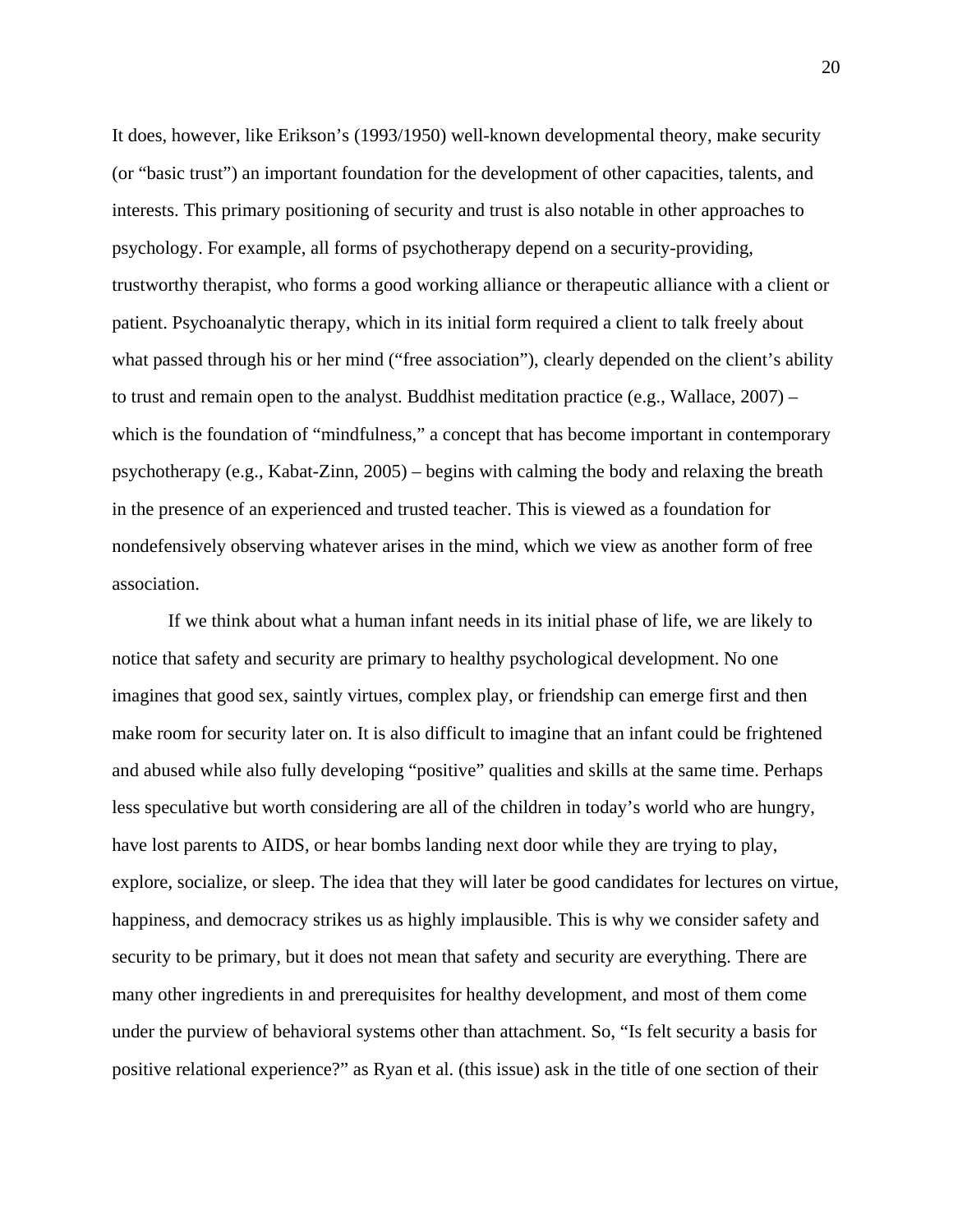It does, however, like Erikson's (1993/1950) well-known developmental theory, make security (or "basic trust") an important foundation for the development of other capacities, talents, and interests. This primary positioning of security and trust is also notable in other approaches to psychology. For example, all forms of psychotherapy depend on a security-providing, trustworthy therapist, who forms a good working alliance or therapeutic alliance with a client or patient. Psychoanalytic therapy, which in its initial form required a client to talk freely about what passed through his or her mind ("free association"), clearly depended on the client's ability to trust and remain open to the analyst. Buddhist meditation practice (e.g., Wallace, 2007) – which is the foundation of "mindfulness," a concept that has become important in contemporary psychotherapy (e.g., Kabat-Zinn, 2005) – begins with calming the body and relaxing the breath in the presence of an experienced and trusted teacher. This is viewed as a foundation for nondefensively observing whatever arises in the mind, which we view as another form of free association.

If we think about what a human infant needs in its initial phase of life, we are likely to notice that safety and security are primary to healthy psychological development. No one imagines that good sex, saintly virtues, complex play, or friendship can emerge first and then make room for security later on. It is also difficult to imagine that an infant could be frightened and abused while also fully developing "positive" qualities and skills at the same time. Perhaps less speculative but worth considering are all of the children in today's world who are hungry, have lost parents to AIDS, or hear bombs landing next door while they are trying to play, explore, socialize, or sleep. The idea that they will later be good candidates for lectures on virtue, happiness, and democracy strikes us as highly implausible. This is why we consider safety and security to be primary, but it does not mean that safety and security are everything. There are many other ingredients in and prerequisites for healthy development, and most of them come under the purview of behavioral systems other than attachment. So, "Is felt security a basis for positive relational experience?" as Ryan et al. (this issue) ask in the title of one section of their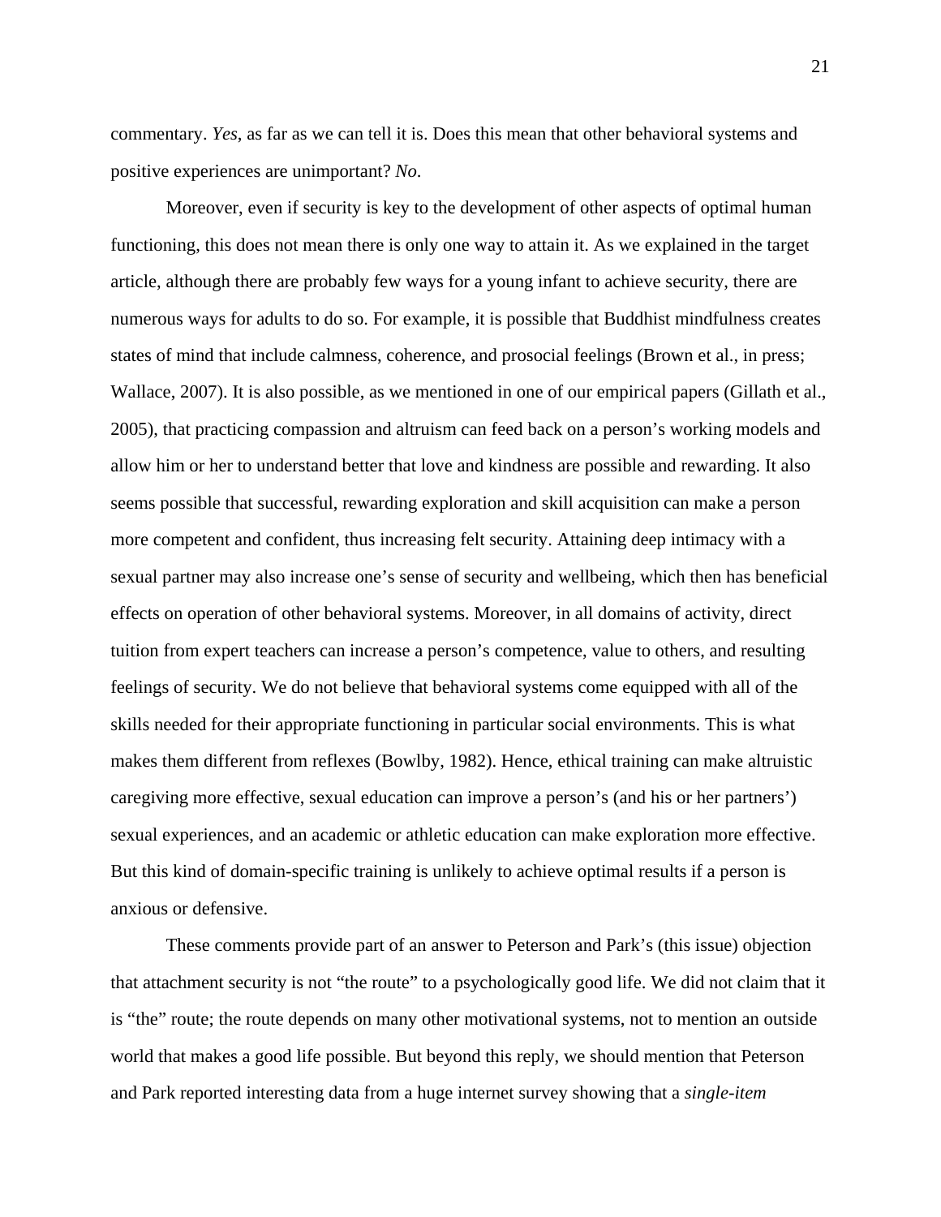commentary. *Yes*, as far as we can tell it is. Does this mean that other behavioral systems and positive experiences are unimportant? *No*.

Moreover, even if security is key to the development of other aspects of optimal human functioning, this does not mean there is only one way to attain it. As we explained in the target article, although there are probably few ways for a young infant to achieve security, there are numerous ways for adults to do so. For example, it is possible that Buddhist mindfulness creates states of mind that include calmness, coherence, and prosocial feelings (Brown et al., in press; Wallace, 2007). It is also possible, as we mentioned in one of our empirical papers (Gillath et al., 2005), that practicing compassion and altruism can feed back on a person's working models and allow him or her to understand better that love and kindness are possible and rewarding. It also seems possible that successful, rewarding exploration and skill acquisition can make a person more competent and confident, thus increasing felt security. Attaining deep intimacy with a sexual partner may also increase one's sense of security and wellbeing, which then has beneficial effects on operation of other behavioral systems. Moreover, in all domains of activity, direct tuition from expert teachers can increase a person's competence, value to others, and resulting feelings of security. We do not believe that behavioral systems come equipped with all of the skills needed for their appropriate functioning in particular social environments. This is what makes them different from reflexes (Bowlby, 1982). Hence, ethical training can make altruistic caregiving more effective, sexual education can improve a person's (and his or her partners') sexual experiences, and an academic or athletic education can make exploration more effective. But this kind of domain-specific training is unlikely to achieve optimal results if a person is anxious or defensive.

These comments provide part of an answer to Peterson and Park's (this issue) objection that attachment security is not "the route" to a psychologically good life. We did not claim that it is "the" route; the route depends on many other motivational systems, not to mention an outside world that makes a good life possible. But beyond this reply, we should mention that Peterson and Park reported interesting data from a huge internet survey showing that a *single-item*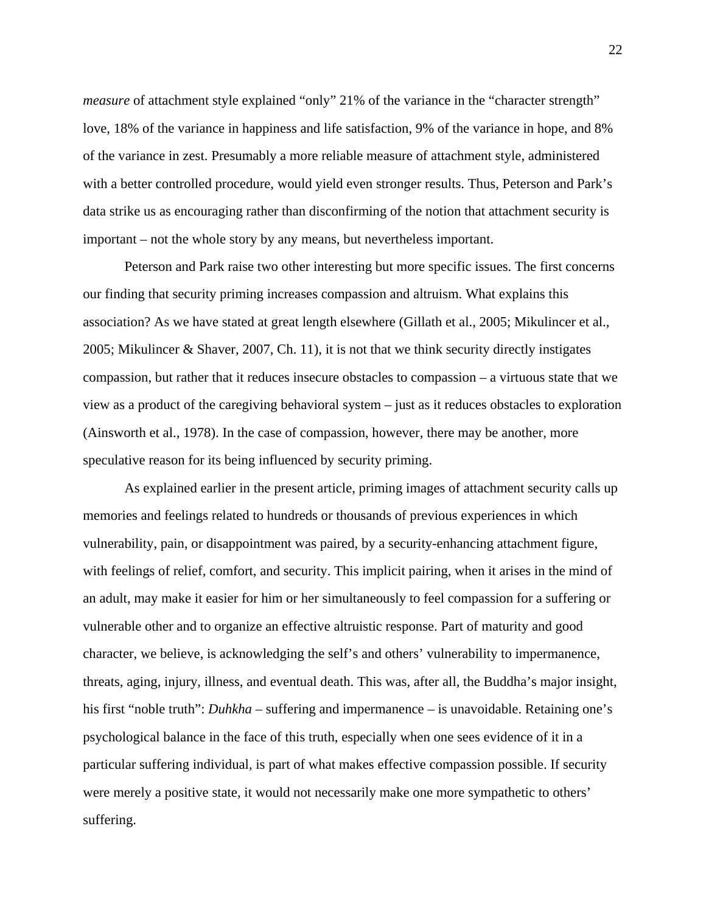*measure* of attachment style explained "only" 21% of the variance in the "character strength" love, 18% of the variance in happiness and life satisfaction, 9% of the variance in hope, and 8% of the variance in zest. Presumably a more reliable measure of attachment style, administered with a better controlled procedure, would yield even stronger results. Thus, Peterson and Park's data strike us as encouraging rather than disconfirming of the notion that attachment security is important – not the whole story by any means, but nevertheless important.

Peterson and Park raise two other interesting but more specific issues. The first concerns our finding that security priming increases compassion and altruism. What explains this association? As we have stated at great length elsewhere (Gillath et al., 2005; Mikulincer et al., 2005; Mikulincer & Shaver, 2007, Ch. 11), it is not that we think security directly instigates compassion, but rather that it reduces insecure obstacles to compassion – a virtuous state that we view as a product of the caregiving behavioral system – just as it reduces obstacles to exploration (Ainsworth et al., 1978). In the case of compassion, however, there may be another, more speculative reason for its being influenced by security priming.

As explained earlier in the present article, priming images of attachment security calls up memories and feelings related to hundreds or thousands of previous experiences in which vulnerability, pain, or disappointment was paired, by a security-enhancing attachment figure, with feelings of relief, comfort, and security. This implicit pairing, when it arises in the mind of an adult, may make it easier for him or her simultaneously to feel compassion for a suffering or vulnerable other and to organize an effective altruistic response. Part of maturity and good character, we believe, is acknowledging the self's and others' vulnerability to impermanence, threats, aging, injury, illness, and eventual death. This was, after all, the Buddha's major insight, his first "noble truth": *Duhkha* – suffering and impermanence – is unavoidable. Retaining one's psychological balance in the face of this truth, especially when one sees evidence of it in a particular suffering individual, is part of what makes effective compassion possible. If security were merely a positive state, it would not necessarily make one more sympathetic to others' suffering.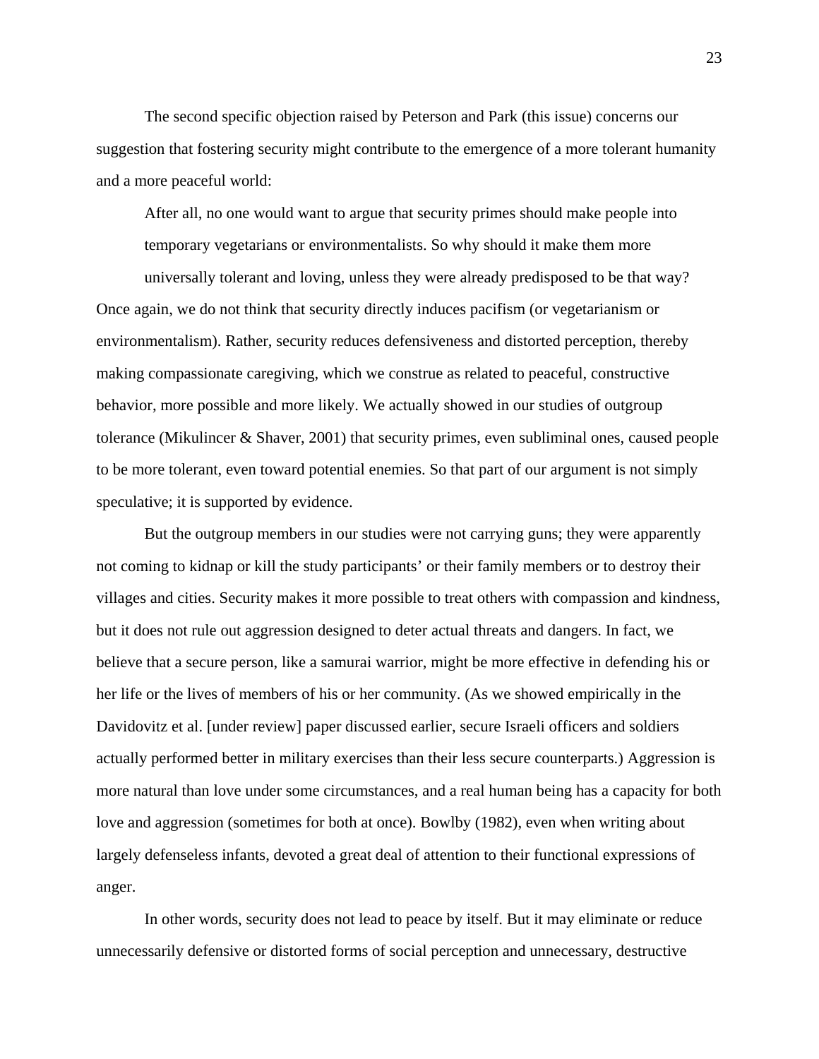The second specific objection raised by Peterson and Park (this issue) concerns our suggestion that fostering security might contribute to the emergence of a more tolerant humanity and a more peaceful world:

> After all, no one would want to argue that security primes should make people into temporary vegetarians or environmentalists. So why should it make them more universally tolerant and loving, unless they were already predisposed to be that way?

Once again, we do not think that security directly induces pacifism (or vegetarianism or environmentalism). Rather, security reduces defensiveness and distorted perception, thereby making compassionate caregiving, which we construe as related to peaceful, constructive behavior, more possible and more likely. We actually showed in our studies of outgroup tolerance (Mikulincer & Shaver, 2001) that security primes, even subliminal ones, caused people to be more tolerant, even toward potential enemies. So that part of our argument is not simply speculative; it is supported by evidence.

But the outgroup members in our studies were not carrying guns; they were apparently not coming to kidnap or kill the study participants' or their family members or to destroy their villages and cities. Security makes it more possible to treat others with compassion and kindness, but it does not rule out aggression designed to deter actual threats and dangers. In fact, we believe that a secure person, like a samurai warrior, might be more effective in defending his or her life or the lives of members of his or her community. (As we showed empirically in the Davidovitz et al. [under review] paper discussed earlier, secure Israeli officers and soldiers actually performed better in military exercises than their less secure counterparts.) Aggression is more natural than love under some circumstances, and a real human being has a capacity for both love and aggression (sometimes for both at once). Bowlby (1982), even when writing about largely defenseless infants, devoted a great deal of attention to their functional expressions of anger.

In other words, security does not lead to peace by itself. But it may eliminate or reduce unnecessarily defensive or distorted forms of social perception and unnecessary, destructive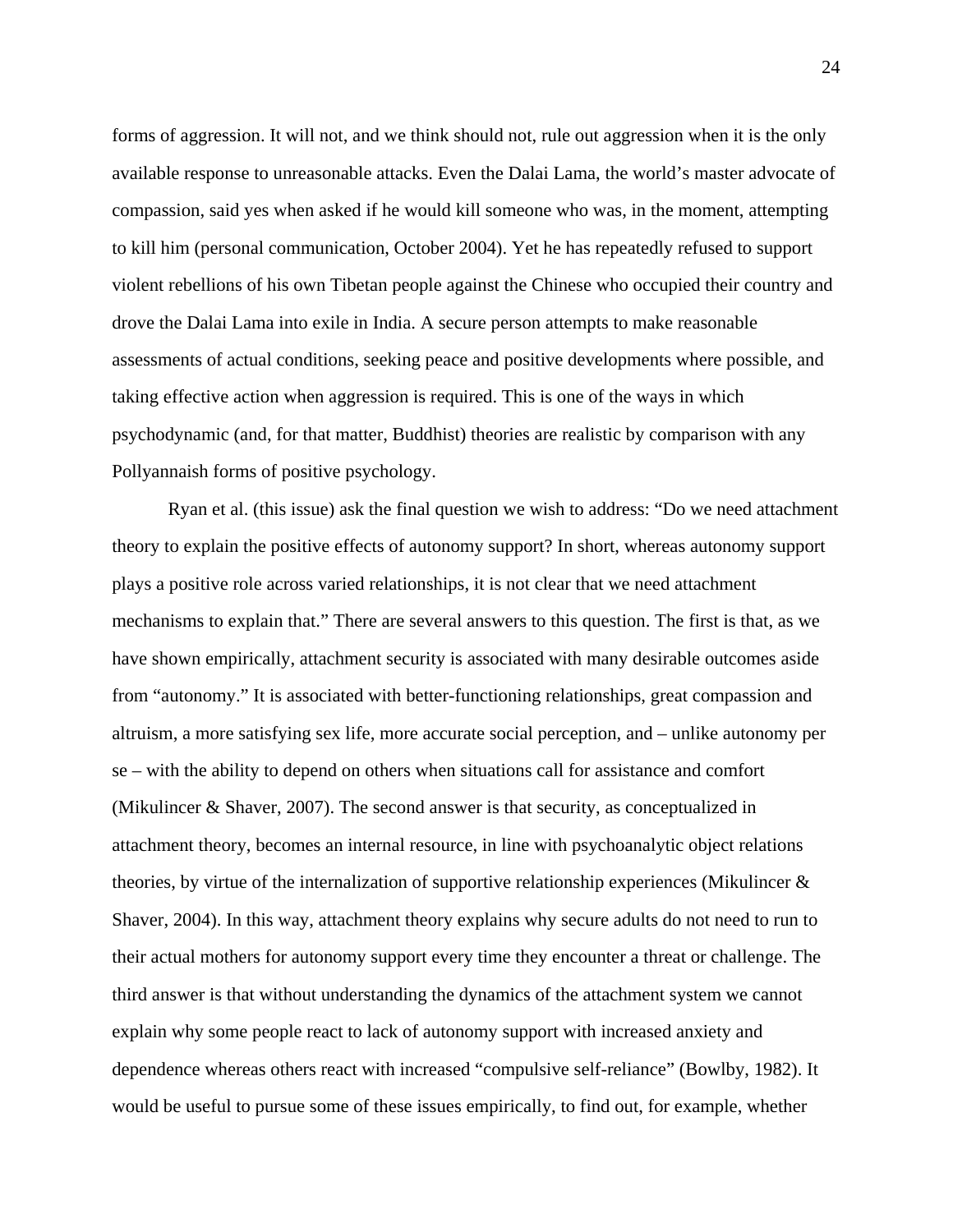forms of aggression. It will not, and we think should not, rule out aggression when it is the only available response to unreasonable attacks. Even the Dalai Lama, the world's master advocate of compassion, said yes when asked if he would kill someone who was, in the moment, attempting to kill him (personal communication, October 2004). Yet he has repeatedly refused to support violent rebellions of his own Tibetan people against the Chinese who occupied their country and drove the Dalai Lama into exile in India. A secure person attempts to make reasonable assessments of actual conditions, seeking peace and positive developments where possible, and taking effective action when aggression is required. This is one of the ways in which psychodynamic (and, for that matter, Buddhist) theories are realistic by comparison with any Pollyannaish forms of positive psychology.

Ryan et al. (this issue) ask the final question we wish to address: "Do we need attachment theory to explain the positive effects of autonomy support? In short, whereas autonomy support plays a positive role across varied relationships, it is not clear that we need attachment mechanisms to explain that." There are several answers to this question. The first is that, as we have shown empirically, attachment security is associated with many desirable outcomes aside from "autonomy." It is associated with better-functioning relationships, great compassion and altruism, a more satisfying sex life, more accurate social perception, and – unlike autonomy per se – with the ability to depend on others when situations call for assistance and comfort (Mikulincer & Shaver, 2007). The second answer is that security, as conceptualized in attachment theory, becomes an internal resource, in line with psychoanalytic object relations theories, by virtue of the internalization of supportive relationship experiences (Mikulincer & Shaver, 2004). In this way, attachment theory explains why secure adults do not need to run to their actual mothers for autonomy support every time they encounter a threat or challenge. The third answer is that without understanding the dynamics of the attachment system we cannot explain why some people react to lack of autonomy support with increased anxiety and dependence whereas others react with increased "compulsive self-reliance" (Bowlby, 1982). It would be useful to pursue some of these issues empirically, to find out, for example, whether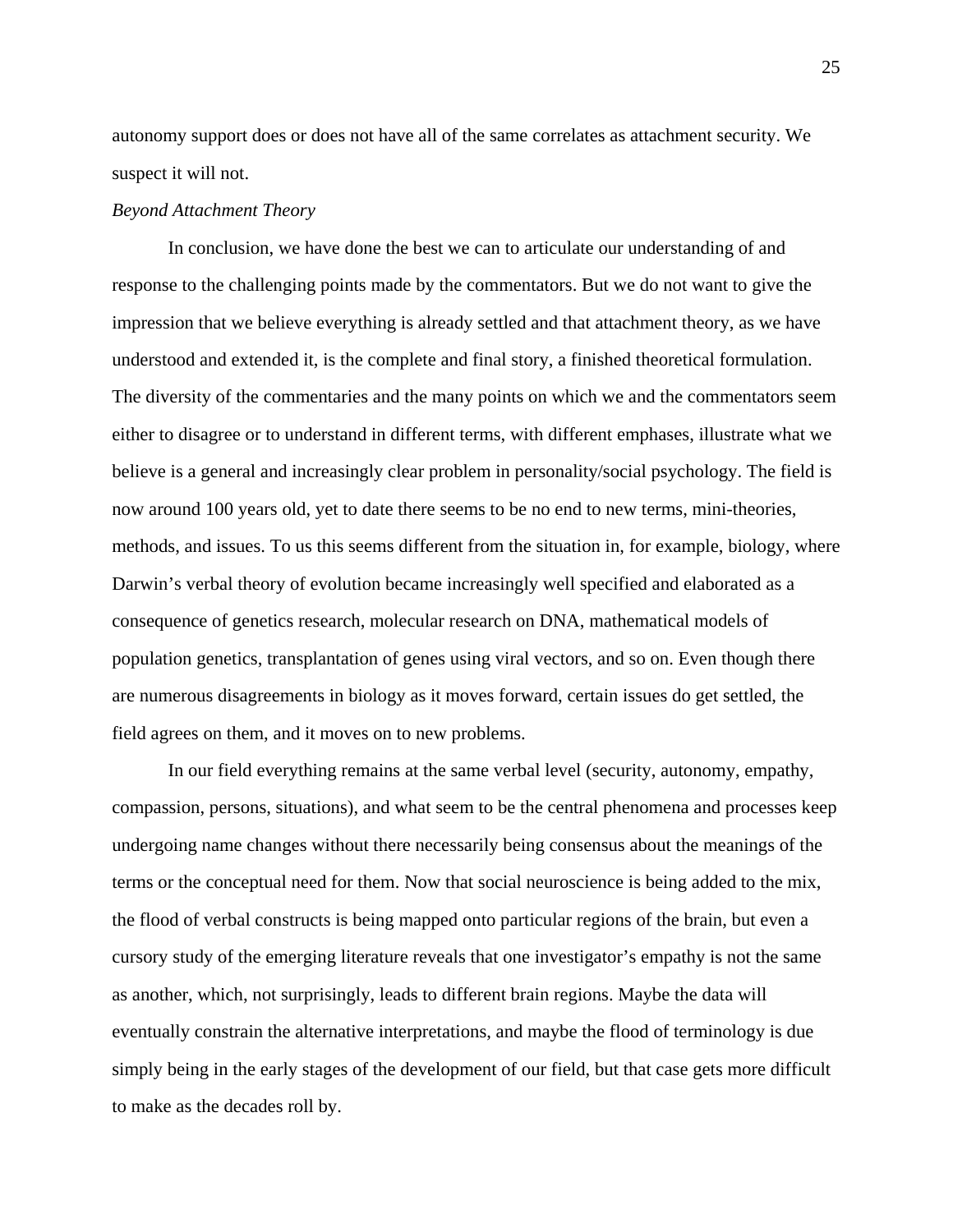autonomy support does or does not have all of the same correlates as attachment security. We suspect it will not.

*Beyond Attachment Theory*

In conclusion, we have done the best we can to articulate our understanding of and response to the challenging points made by the commentators. But we do not want to give the impression that we believe everything is already settled and that attachment theory, as we have understood and extended it, is the complete and final story, a finished theoretical formulation. The diversity of the commentaries and the many points on which we and the commentators seem either to disagree or to understand in different terms, with different emphases, illustrate what we believe is a general and increasingly clear problem in personality/social psychology. The field is now around 100 years old, yet to date there seems to be no end to new terms, mini-theories, methods, and issues. To us this seems different from the situation in, for example, biology, where Darwin's verbal theory of evolution became increasingly well specified and elaborated as a consequence of genetics research, molecular research on DNA, mathematical models of population genetics, transplantation of genes using viral vectors, and so on. Even though there are numerous disagreements in biology as it moves forward, certain issues do get settled, the field agrees on them, and it moves on to new problems.

In our field everything remains at the same verbal level (security, autonomy, empathy, compassion, persons, situations), and what seem to be the central phenomena and processes keep undergoing name changes without there necessarily being consensus about the meanings of the terms or the conceptual need for them. Now that social neuroscience is being added to the mix, the flood of verbal constructs is being mapped onto particular regions of the brain, but even a cursory study of the emerging literature reveals that one investigator's empathy is not the same as another, which, not surprisingly, leads to different brain regions. Maybe the data will eventually constrain the alternative interpretations, and maybe the flood of terminology is due simply being in the early stages of the development of our field, but that case gets more difficult to make as the decades roll by.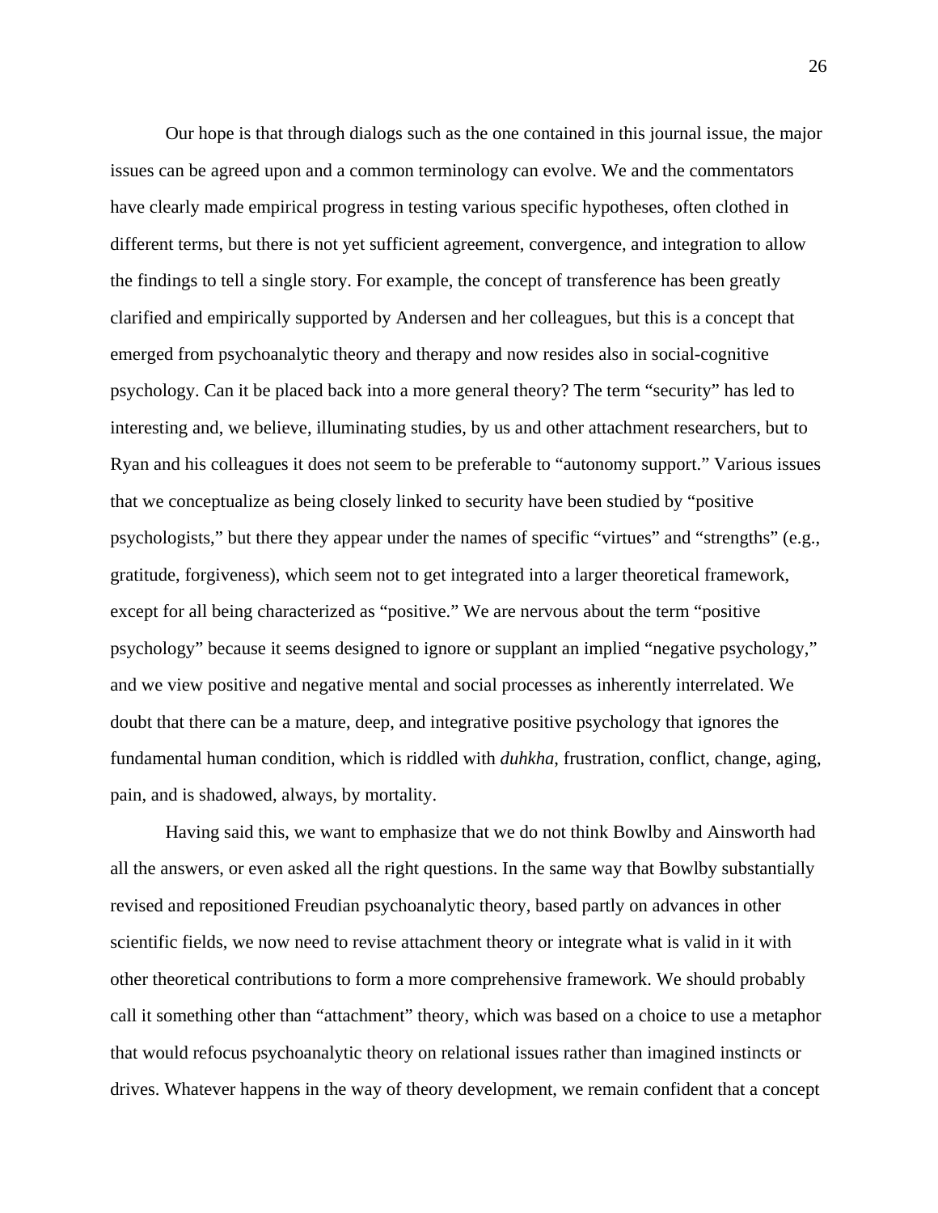Our hope is that through dialogs such as the one contained in this journal issue, the major issues can be agreed upon and a common terminology can evolve. We and the commentators have clearly made empirical progress in testing various specific hypotheses, often clothed in different terms, but there is not yet sufficient agreement, convergence, and integration to allow the findings to tell a single story. For example, the concept of transference has been greatly clarified and empirically supported by Andersen and her colleagues, but this is a concept that emerged from psychoanalytic theory and therapy and now resides also in social-cognitive psychology. Can it be placed back into a more general theory? The term "security" has led to interesting and, we believe, illuminating studies, by us and other attachment researchers, but to Ryan and his colleagues it does not seem to be preferable to "autonomy support." Various issues that we conceptualize as being closely linked to security have been studied by "positive psychologists," but there they appear under the names of specific "virtues" and "strengths" (e.g., gratitude, forgiveness), which seem not to get integrated into a larger theoretical framework, except for all being characterized as "positive." We are nervous about the term "positive psychology" because it seems designed to ignore or supplant an implied "negative psychology," and we view positive and negative mental and social processes as inherently interrelated. We doubt that there can be a mature, deep, and integrative positive psychology that ignores the fundamental human condition, which is riddled with *duhkha*, frustration, conflict, change, aging, pain, and is shadowed, always, by mortality.

Having said this, we want to emphasize that we do not think Bowlby and Ainsworth had all the answers, or even asked all the right questions. In the same way that Bowlby substantially revised and repositioned Freudian psychoanalytic theory, based partly on advances in other scientific fields, we now need to revise attachment theory or integrate what is valid in it with other theoretical contributions to form a more comprehensive framework. We should probably call it something other than "attachment" theory, which was based on a choice to use a metaphor that would refocus psychoanalytic theory on relational issues rather than imagined instincts or drives. Whatever happens in the way of theory development, we remain confident that a concept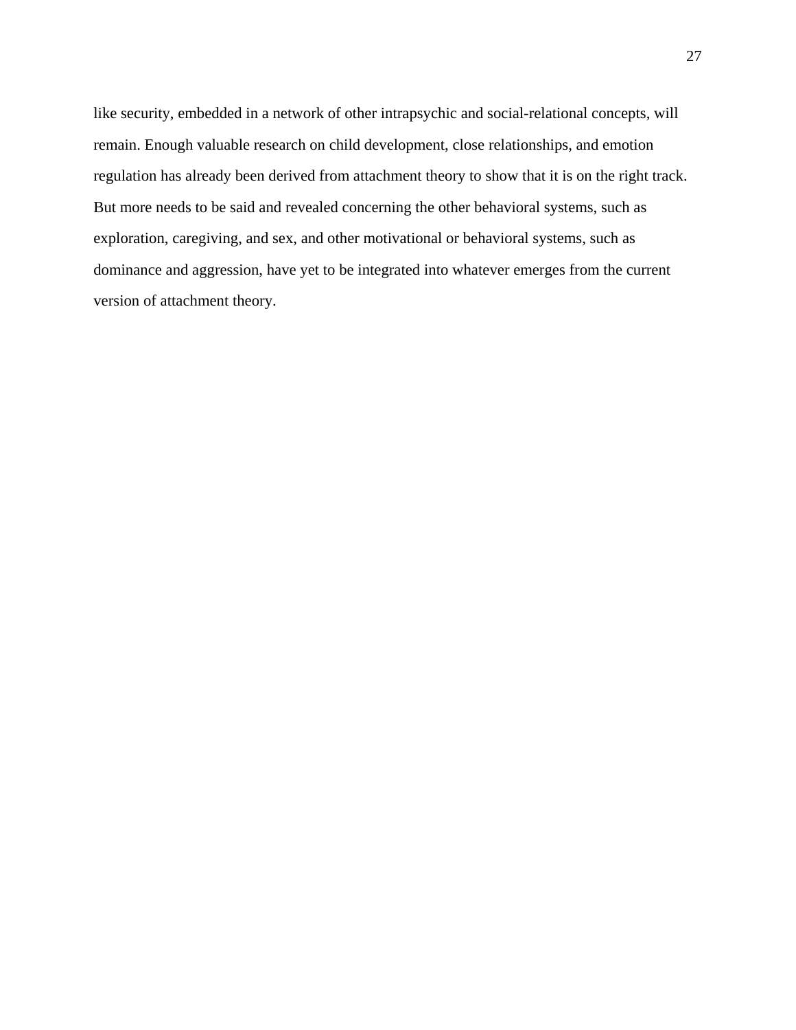like security, embedded in a network of other intrapsychic and social-relational concepts, will remain. Enough valuable research on child development, close relationships, and emotion regulation has already been derived from attachment theory to show that it is on the right track. But more needs to be said and revealed concerning the other behavioral systems, such as exploration, caregiving, and sex, and other motivational or behavioral systems, such as dominance and aggression, have yet to be integrated into whatever emerges from the current version of attachment theory.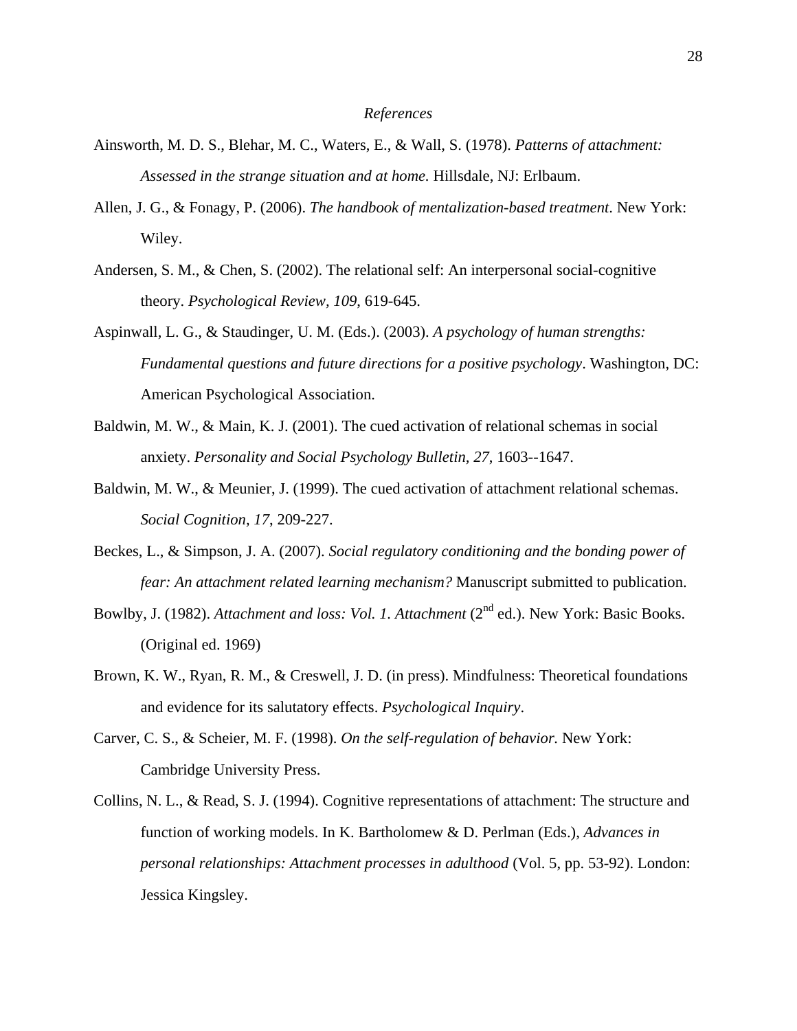*References*

Ainsworth, M. D. S., Blehar, M. C., Waters, E., & Wall, S. (1978). *Patterns of attachment: Assessed in the strange situation and at home.* Hillsdale, NJ: Erlbaum.

Allen, J. G., & Fonagy, P. (2006). *The handbook of mentalization-based treatment*. New York: Wiley.

Andersen, S. M., & Chen, S. (2002). The relational self: An interpersonal social-cognitive theory. *Psychological Review, 109*, 619-645.

Aspinwall, L. G., & Staudinger, U. M. (Eds.). (2003). *A psychology of human strengths: Fundamental questions and future directions for a positive psychology*. Washington, DC: American Psychological Association.

Baldwin, M. W., & Main, K. J. (2001). The cued activation of relational schemas in social anxiety. *Personality and Social Psychology Bulletin, 27*, 1603--1647.

Baldwin, M. W., & Meunier, J. (1999). The cued activation of attachment relational schemas. *Social Cognition, 17*, 209-227.

Beckes, L., & Simpson, J. A. (2007). *Social regulatory conditioning and the bonding power of fear: An attachment related learning mechanism?* Manuscript submitted to publication.

Bowlby, J. (1982). *Attachment and loss: Vol. 1. Attachment* (2nd ed.). New York: Basic Books. (Original ed. 1969)

Brown, K. W., Ryan, R. M., & Creswell, J. D. (in press). Mindfulness: Theoretical foundations and evidence for its salutatory effects. *Psychological Inquiry*.

Carver, C. S., & Scheier, M. F. (1998). *On the self-regulation of behavior.* New York: Cambridge University Press.

Collins, N. L., & Read, S. J. (1994). Cognitive representations of attachment: The structure and function of working models. In K. Bartholomew & D. Perlman (Eds.), *Advances in personal relationships: Attachment processes in adulthood* (Vol. 5, pp. 53-92). London: Jessica Kingsley.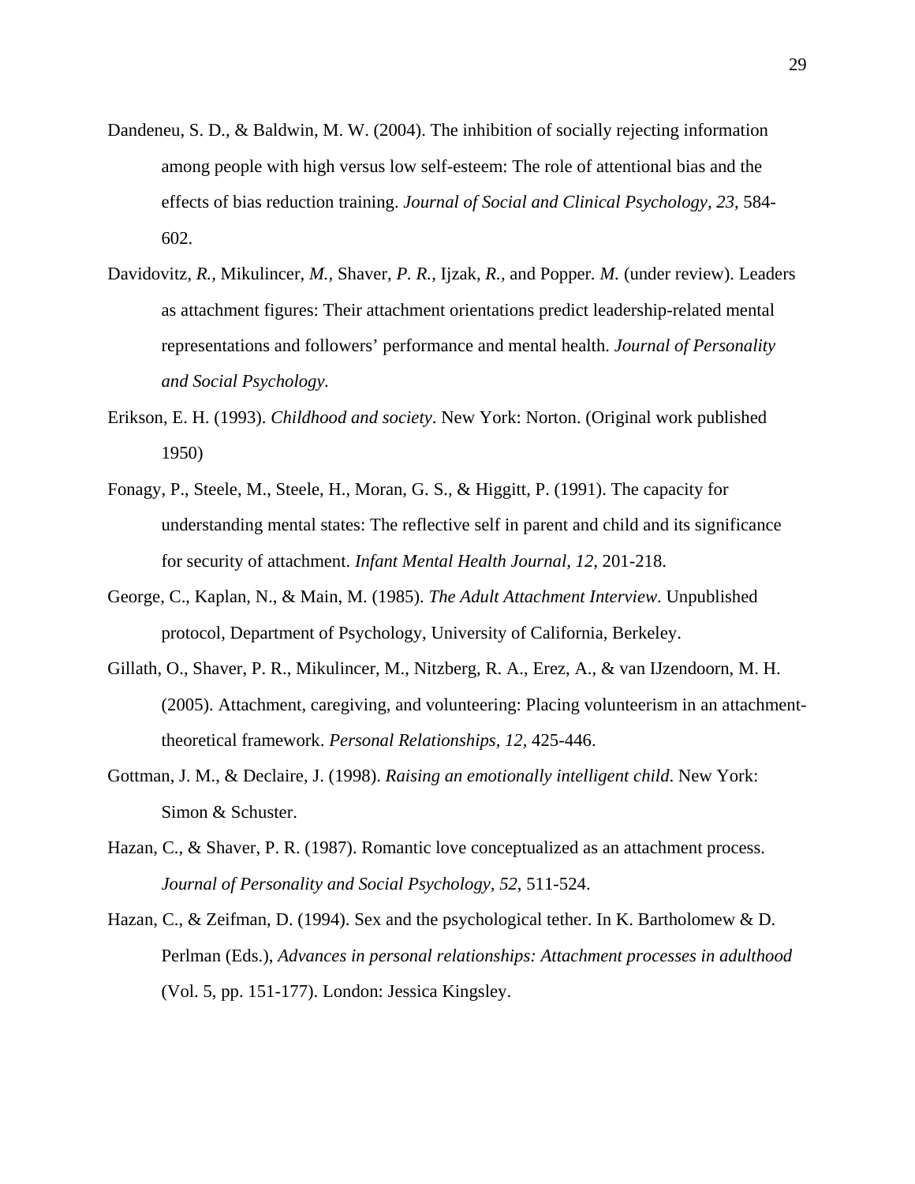Dandeneu, S. D., & Baldwin, M. W. (2004). The inhibition of socially rejecting information among people with high versus low self-esteem: The role of attentional bias and the effects of bias reduction training. *Journal of Social and Clinical Psychology, 23*, 584-602.

Davidovitz, *R.,* Mikulincer, *M.,* Shaver, *P. R.,* Ijzak, *R.,* and Popper. *M.* (under review). Leaders as attachment figures: Their attachment orientations predict leadership-related mental representations and followers' performance and mental health. *Journal of Personality and Social Psychology.*

Erikson, E. H. (1993). *Childhood and society*. New York: Norton. (Original work published 1950)

Fonagy, P., Steele, M., Steele, H., Moran, G. S., & Higgitt, P. (1991). The capacity for understanding mental states: The reflective self in parent and child and its significance for security of attachment. *Infant Mental Health Journal, 12*, 201-218.

George, C., Kaplan, N., & Main, M. (1985). *The Adult Attachment Interview*. Unpublished protocol, Department of Psychology, University of California, Berkeley.

Gillath, O., Shaver, P. R., Mikulincer, M., Nitzberg, R. A., Erez, A., & van IJzendoorn, M. H. (2005). Attachment, caregiving, and volunteering: Placing volunteerism in an attachment-theoretical framework. *Personal Relationships, 12*, 425-446.

Gottman, J. M., & Declaire, J. (1998). *Raising an emotionally intelligent child*. New York: Simon & Schuster.

Hazan, C., & Shaver, P. R. (1987). Romantic love conceptualized as an attachment process. *Journal of Personality and Social Psychology, 52*, 511-524.

Hazan, C., & Zeifman, D. (1994). Sex and the psychological tether. In K. Bartholomew & D. Perlman (Eds.), *Advances in personal relationships: Attachment processes in adulthood* (Vol. 5, pp. 151-177). London: Jessica Kingsley.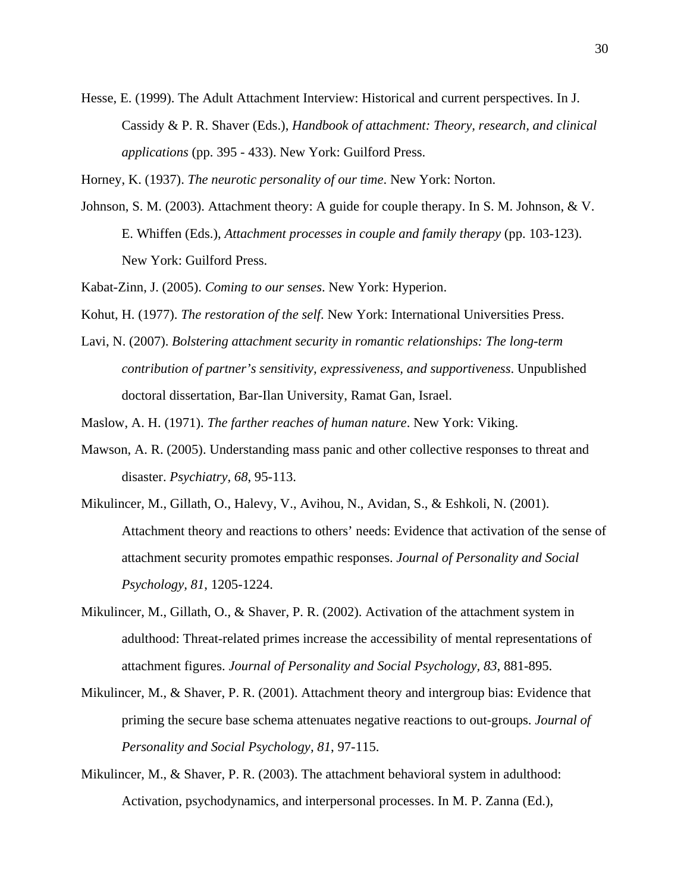Hesse, E. (1999). The Adult Attachment Interview: Historical and current perspectives. In J. Cassidy & P. R. Shaver (Eds.), *Handbook of attachment: Theory, research, and clinical applications* (pp. 395 - 433). New York: Guilford Press.

Horney, K. (1937). *The neurotic personality of our time*. New York: Norton.

Johnson, S. M. (2003). Attachment theory: A guide for couple therapy. In S. M. Johnson, & V. E. Whiffen (Eds.), *Attachment processes in couple and family therapy* (pp. 103-123). New York: Guilford Press.

Kabat-Zinn, J. (2005). *Coming to our senses*. New York: Hyperion.

Kohut, H. (1977). *The restoration of the self*. New York: International Universities Press.

Lavi, N. (2007). *Bolstering attachment security in romantic relationships: The long-term contribution of partner's sensitivity, expressiveness, and supportiveness*. Unpublished doctoral dissertation, Bar-Ilan University, Ramat Gan, Israel.

Maslow, A. H. (1971). *The farther reaches of human nature*. New York: Viking.

Mawson, A. R. (2005). Understanding mass panic and other collective responses to threat and disaster. *Psychiatry, 68*, 95-113.

Mikulincer, M., Gillath, O., Halevy, V., Avihou, N., Avidan, S., & Eshkoli, N. (2001). Attachment theory and reactions to others' needs: Evidence that activation of the sense of attachment security promotes empathic responses. *Journal of Personality and Social Psychology, 81*, 1205-1224.

Mikulincer, M., Gillath, O., & Shaver, P. R. (2002). Activation of the attachment system in adulthood: Threat-related primes increase the accessibility of mental representations of attachment figures. *Journal of Personality and Social Psychology, 83*, 881-895.

Mikulincer, M., & Shaver, P. R. (2001). Attachment theory and intergroup bias: Evidence that priming the secure base schema attenuates negative reactions to out-groups. *Journal of Personality and Social Psychology, 81*, 97-115.

Mikulincer, M., & Shaver, P. R. (2003). The attachment behavioral system in adulthood: Activation, psychodynamics, and interpersonal processes. In M. P. Zanna (Ed.),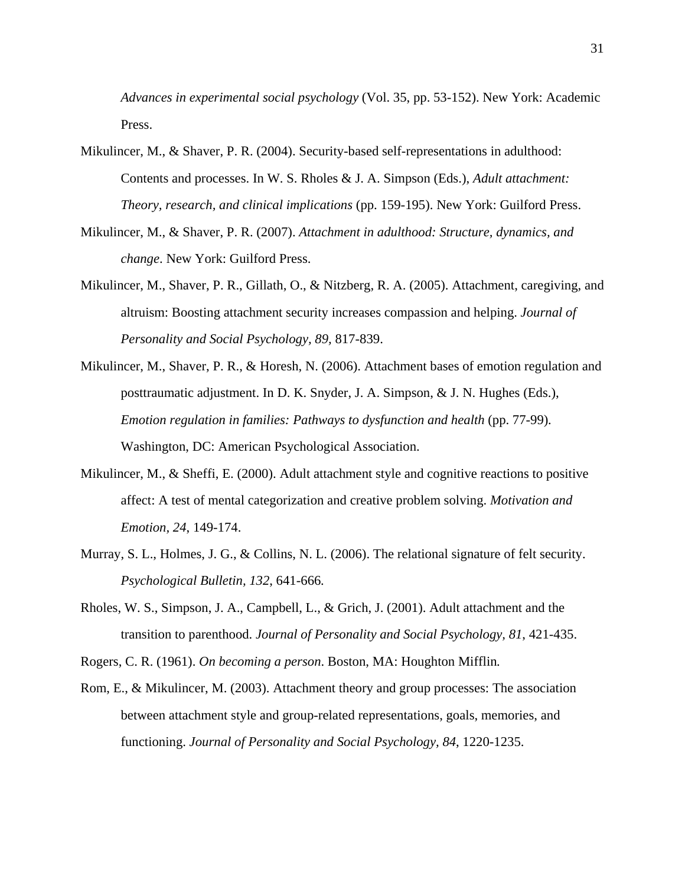*Advances in experimental social psychology* (Vol. 35, pp. 53-152). New York: Academic Press.

Mikulincer, M., & Shaver, P. R. (2004). Security-based self-representations in adulthood: Contents and processes. In W. S. Rholes & J. A. Simpson (Eds.), *Adult attachment: Theory, research, and clinical implications* (pp. 159-195). New York: Guilford Press.

Mikulincer, M., & Shaver, P. R. (2007). *Attachment in adulthood: Structure, dynamics, and change*. New York: Guilford Press.

Mikulincer, M., Shaver, P. R., Gillath, O., & Nitzberg, R. A. (2005). Attachment, caregiving, and altruism: Boosting attachment security increases compassion and helping. *Journal of Personality and Social Psychology, 89*, 817-839.

Mikulincer, M., Shaver, P. R., & Horesh, N. (2006). Attachment bases of emotion regulation and posttraumatic adjustment. In D. K. Snyder, J. A. Simpson, & J. N. Hughes (Eds.), *Emotion regulation in families: Pathways to dysfunction and health* (pp. 77-99). Washington, DC: American Psychological Association.

Mikulincer, M., & Sheffi, E. (2000). Adult attachment style and cognitive reactions to positive affect: A test of mental categorization and creative problem solving. *Motivation and Emotion, 24*, 149-174.

Murray, S. L., Holmes, J. G., & Collins, N. L. (2006). The relational signature of felt security. *Psychological Bulletin, 132*, 641-666.

Rholes, W. S., Simpson, J. A., Campbell, L., & Grich, J. (2001). Adult attachment and the transition to parenthood. *Journal of Personality and Social Psychology, 81*, 421-435.

Rogers, C. R. (1961). *On becoming a person*. Boston, MA: Houghton Mifflin.

Rom, E., & Mikulincer, M. (2003). Attachment theory and group processes: The association between attachment style and group-related representations, goals, memories, and functioning. *Journal of Personality and Social Psychology, 84*, 1220-1235.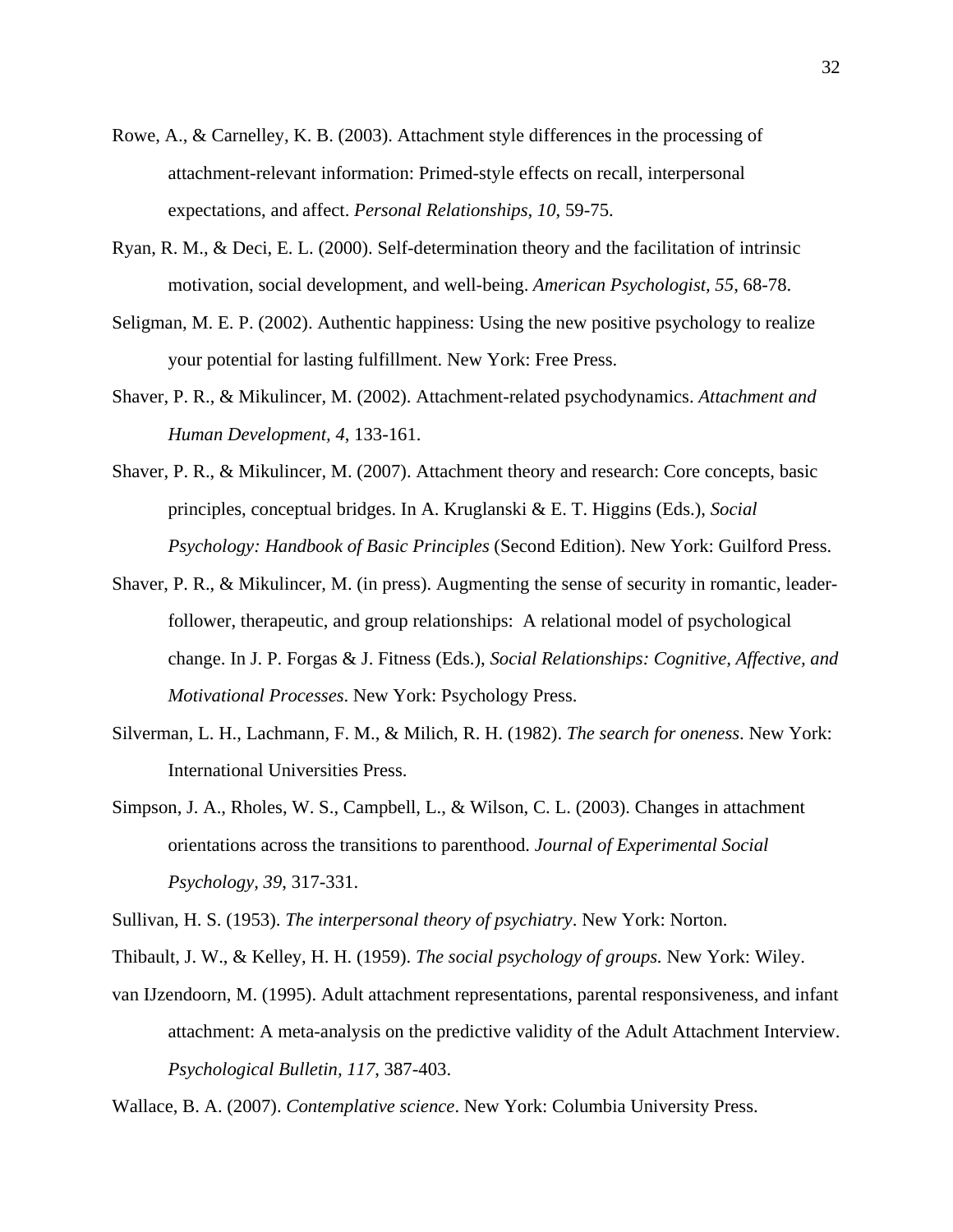Rowe, A., & Carnelley, K. B. (2003). Attachment style differences in the processing of attachment-relevant information: Primed-style effects on recall, interpersonal expectations, and affect. *Personal Relationships, 10*, 59-75.

Ryan, R. M., & Deci, E. L. (2000). Self-determination theory and the facilitation of intrinsic motivation, social development, and well-being. *American Psychologist, 55*, 68-78.

Seligman, M. E. P. (2002). Authentic happiness: Using the new positive psychology to realize your potential for lasting fulfillment. New York: Free Press.

Shaver, P. R., & Mikulincer, M. (2002). Attachment-related psychodynamics. *Attachment and Human Development, 4*, 133-161.

Shaver, P. R., & Mikulincer, M. (2007). Attachment theory and research: Core concepts, basic principles, conceptual bridges. In A. Kruglanski & E. T. Higgins (Eds.), *Social Psychology: Handbook of Basic Principles* (Second Edition). New York: Guilford Press.

Shaver, P. R., & Mikulincer, M. (in press). Augmenting the sense of security in romantic, leader-follower, therapeutic, and group relationships: A relational model of psychological change. In J. P. Forgas & J. Fitness (Eds.), *Social Relationships: Cognitive, Affective, and Motivational Processes*. New York: Psychology Press.

Silverman, L. H., Lachmann, F. M., & Milich, R. H. (1982). *The search for oneness*. New York: International Universities Press.

Simpson, J. A., Rholes, W. S., Campbell, L., & Wilson, C. L. (2003). Changes in attachment orientations across the transitions to parenthood. *Journal of Experimental Social Psychology, 39*, 317-331.

Sullivan, H. S. (1953). *The interpersonal theory of psychiatry*. New York: Norton.

Thibault, J. W., & Kelley, H. H. (1959). *The social psychology of groups.* New York: Wiley.

van IJzendoorn, M. (1995). Adult attachment representations, parental responsiveness, and infant attachment: A meta-analysis on the predictive validity of the Adult Attachment Interview. *Psychological Bulletin, 117*, 387-403.

Wallace, B. A. (2007). *Contemplative science*. New York: Columbia University Press.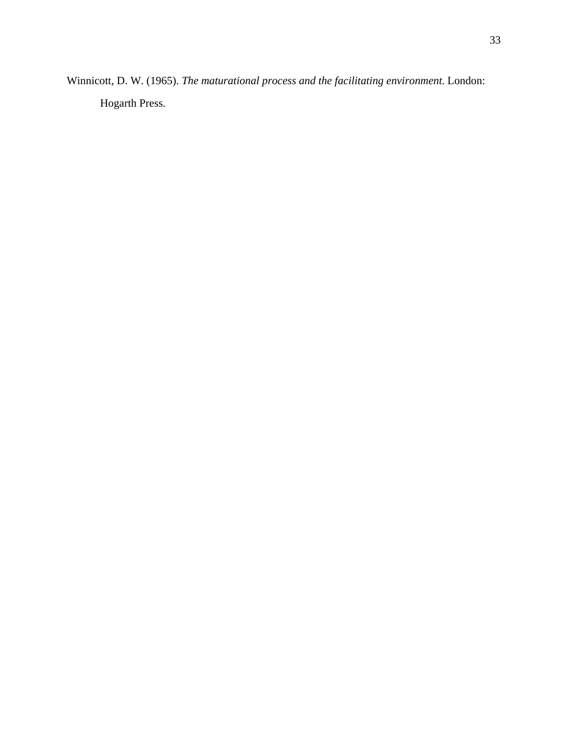Winnicott, D. W. (1965). *The maturational process and the facilitating environment*. London: Hogarth Press.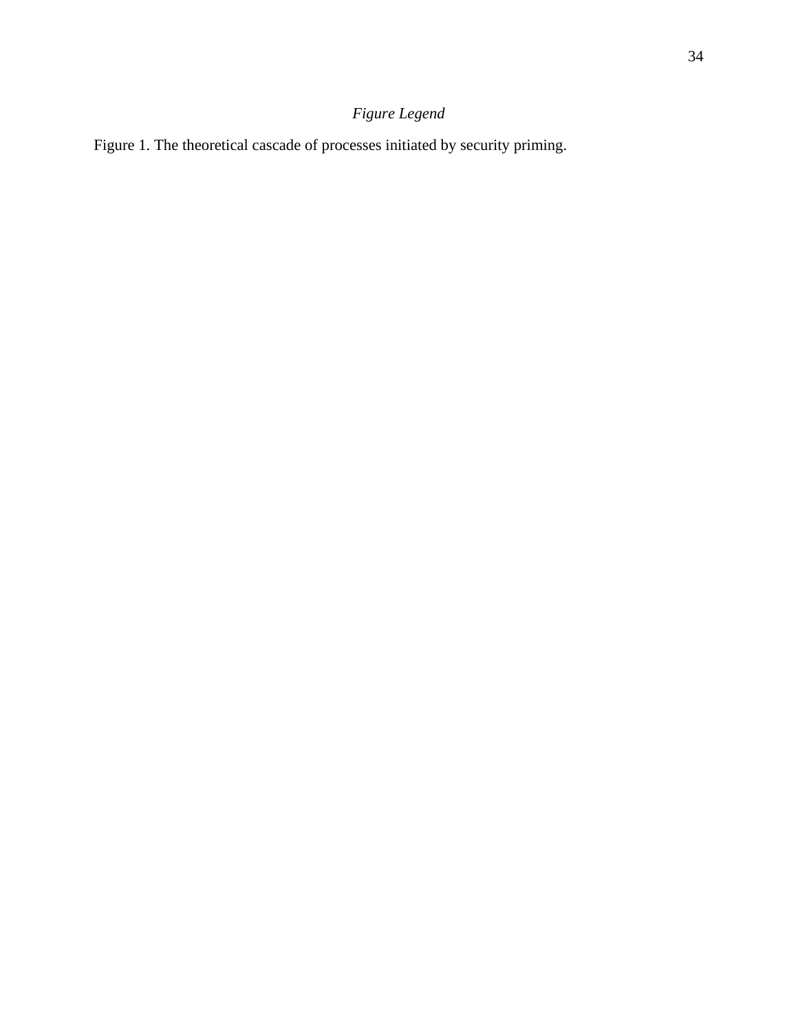*Figure Legend*

Figure 1. The theoretical cascade of processes initiated by security priming.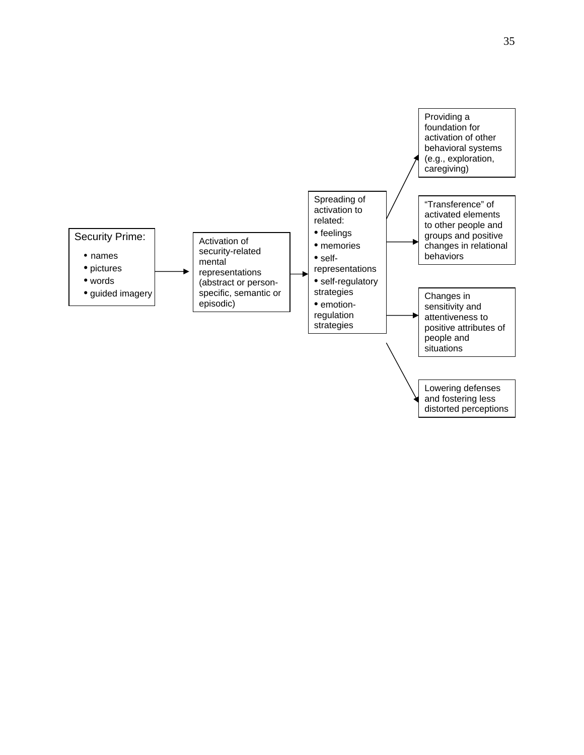Security Prime:

- names
- pictures
- words
- guided imagery

Activation of security-related mental representations (abstract or person-specific, semantic or episodic)

Spreading of activation to related:

- feelings
- memories
- self-representations
- self-regulatory strategies
- emotion-regulation strategies

Providing a foundation for activation of other behavioral systems (e.g., exploration, caregiving)

"Transference" of activated elements to other people and groups and positive changes in relational behaviors

Changes in sensitivity and attentiveness to positive attributes of people and situations

Lowering defenses and fostering less distorted perceptions